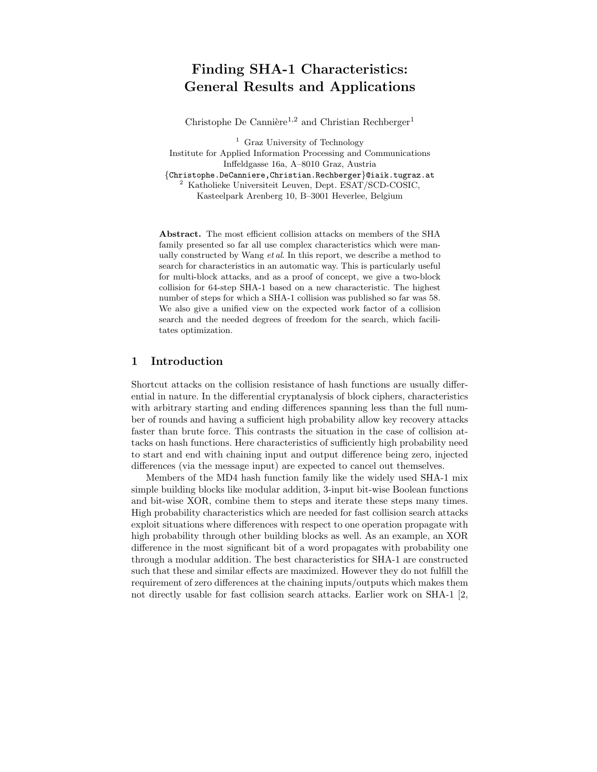# Finding SHA-1 Characteristics: General Results and Applications

Christophe De Cannière[1,2] and Christian Rechberger[1]

[1] Graz University of Technology
Institute for Applied Information Processing and Communications
Inffeldgasse 16a, A–8010 Graz, Austria
{Christophe.DeCanniere,Christian.Rechberger}@iaik.tugraz.at
[2] Katholieke Universiteit Leuven, Dept. ESAT/SCD-COSIC,
Kasteelpark Arenberg 10, B–3001 Heverlee, Belgium

**Abstract.** The most efficient collision attacks on members of the SHA family presented so far all use complex characteristics which were manually constructed by Wang *et al*. In this report, we describe a method to search for characteristics in an automatic way. This is particularly useful for multi-block attacks, and as a proof of concept, we give a two-block collision for 64-step SHA-1 based on a new characteristic. The highest number of steps for which a SHA-1 collision was published so far was 58. We also give a unified view on the expected work factor of a collision search and the needed degrees of freedom for the search, which facilitates optimization.

## 1 Introduction

Shortcut attacks on the collision resistance of hash functions are usually differential in nature. In the differential cryptanalysis of block ciphers, characteristics with arbitrary starting and ending differences spanning less than the full number of rounds and having a sufficient high probability allow key recovery attacks faster than brute force. This contrasts the situation in the case of collision attacks on hash functions. Here characteristics of sufficiently high probability need to start and end with chaining input and output difference being zero, injected differences (via the message input) are expected to cancel out themselves.

Members of the MD4 hash function family like the widely used SHA-1 mix simple building blocks like modular addition, 3-input bit-wise Boolean functions and bit-wise XOR, combine them to steps and iterate these steps many times. High probability characteristics which are needed for fast collision search attacks exploit situations where differences with respect to one operation propagate with high probability through other building blocks as well. As an example, an XOR difference in the most significant bit of a word propagates with probability one through a modular addition. The best characteristics for SHA-1 are constructed such that these and similar effects are maximized. However they do not fulfill the requirement of zero differences at the chaining inputs/outputs which makes them not directly usable for fast collision search attacks. Earlier work on SHA-1 [2,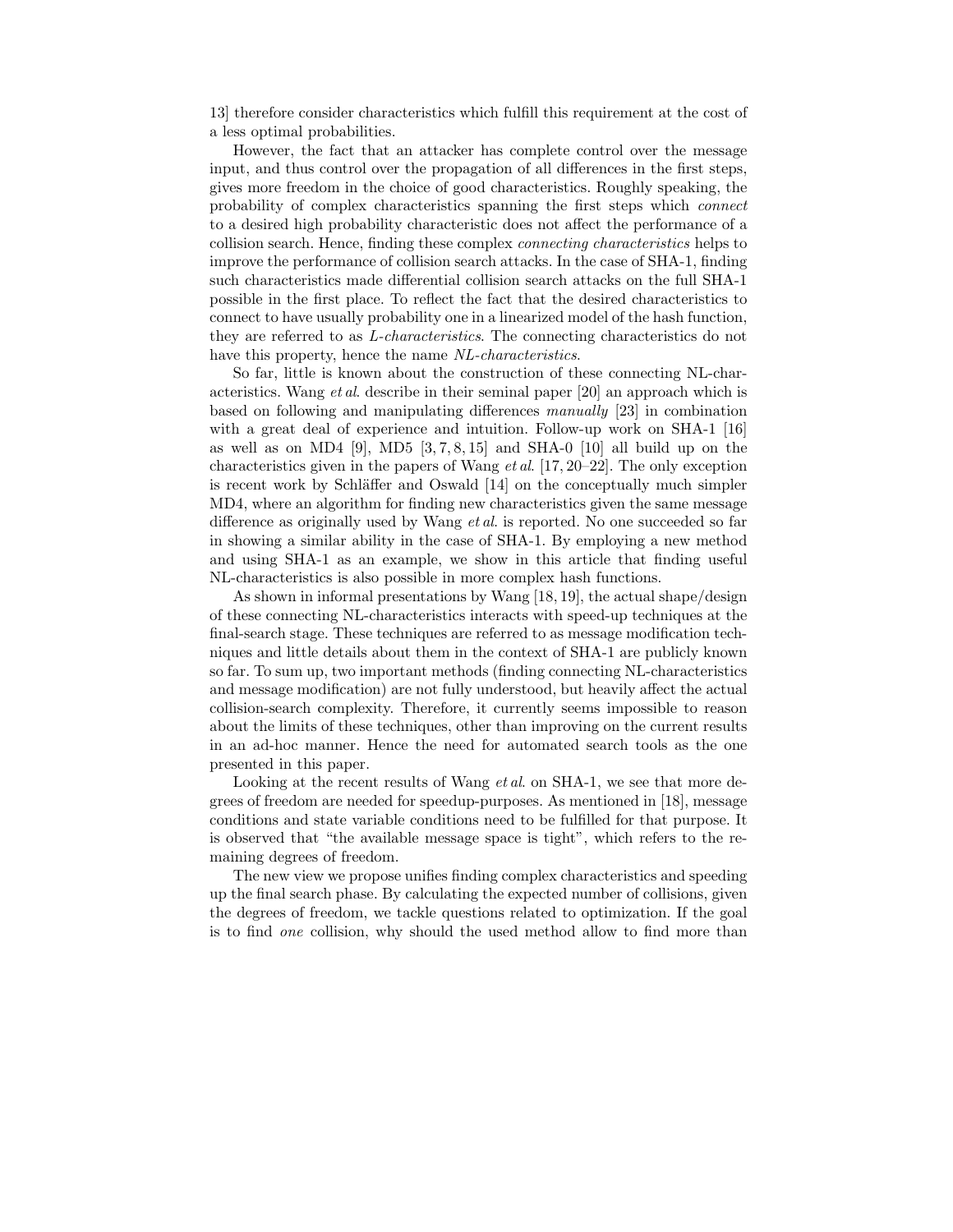13] therefore consider characteristics which fulfill this requirement at the cost of a less optimal probabilities.

However, the fact that an attacker has complete control over the message input, and thus control over the propagation of all differences in the first steps, gives more freedom in the choice of good characteristics. Roughly speaking, the probability of complex characteristics spanning the first steps which *connect* to a desired high probability characteristic does not affect the performance of a collision search. Hence, finding these complex *connecting characteristics* helps to improve the performance of collision search attacks. In the case of SHA-1, finding such characteristics made differential collision search attacks on the full SHA-1 possible in the first place. To reflect the fact that the desired characteristics to connect to have usually probability one in a linearized model of the hash function, they are referred to as *L-characteristics*. The connecting characteristics do not have this property, hence the name *NL-characteristics*.

So far, little is known about the construction of these connecting NL-characteristics. Wang *et al.* describe in their seminal paper [20] an approach which is based on following and manipulating differences *manually* [23] in combination with a great deal of experience and intuition. Follow-up work on SHA-1 [16] as well as on MD4 [9], MD5 [3, 7, 8, 15] and SHA-0 [10] all build up on the characteristics given in the papers of Wang *et al.* [17, 20–22]. The only exception is recent work by Schläffer and Oswald [14] on the conceptually much simpler MD4, where an algorithm for finding new characteristics given the same message difference as originally used by Wang *et al.* is reported. No one succeeded so far in showing a similar ability in the case of SHA-1. By employing a new method and using SHA-1 as an example, we show in this article that finding useful NL-characteristics is also possible in more complex hash functions.

As shown in informal presentations by Wang [18, 19], the actual shape/design of these connecting NL-characteristics interacts with speed-up techniques at the final-search stage. These techniques are referred to as message modification techniques and little details about them in the context of SHA-1 are publicly known so far. To sum up, two important methods (finding connecting NL-characteristics and message modification) are not fully understood, but heavily affect the actual collision-search complexity. Therefore, it currently seems impossible to reason about the limits of these techniques, other than improving on the current results in an ad-hoc manner. Hence the need for automated search tools as the one presented in this paper.

Looking at the recent results of Wang *et al.* on SHA-1, we see that more degrees of freedom are needed for speedup-purposes. As mentioned in [18], message conditions and state variable conditions need to be fulfilled for that purpose. It is observed that "the available message space is tight", which refers to the remaining degrees of freedom.

The new view we propose unifies finding complex characteristics and speeding up the final search phase. By calculating the expected number of collisions, given the degrees of freedom, we tackle questions related to optimization. If the goal is to find *one* collision, why should the used method allow to find more than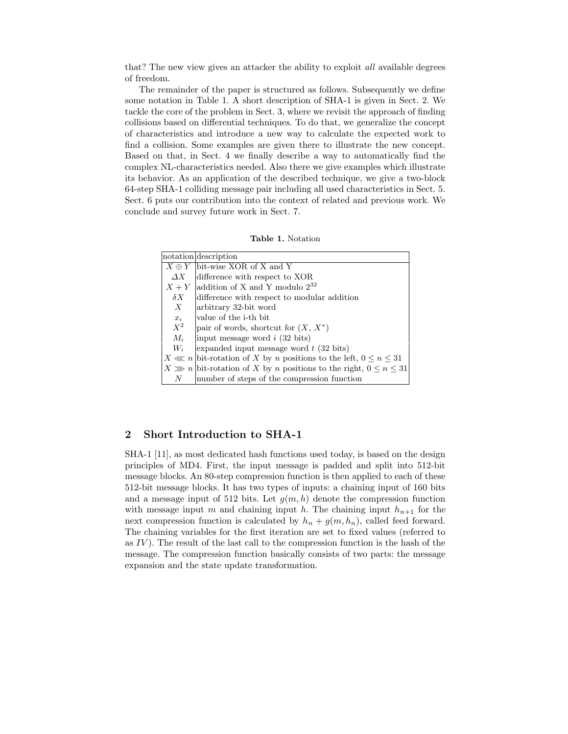that? The new view gives an attacker the ability to exploit *all* available degrees of freedom.

The remainder of the paper is structured as follows. Subsequently we define some notation in Table 1. A short description of SHA-1 is given in Sect. 2. We tackle the core of the problem in Sect. 3, where we revisit the approach of finding collisions based on differential techniques. To do that, we generalize the concept of characteristics and introduce a new way to calculate the expected work to find a collision. Some examples are given there to illustrate the new concept. Based on that, in Sect. 4 we finally describe a way to automatically find the complex NL-characteristics needed. Also there we give examples which illustrate its behavior. As an application of the described technique, we give a two-block 64-step SHA-1 colliding message pair including all used characteristics in Sect. 5. Sect. 6 puts our contribution into the context of related and previous work. We conclude and survey future work in Sect. 7.

**Table 1.** Notation

| notation | description |
|---|---|
| $X \oplus Y$ | bit-wise XOR of X and Y |
| $\Delta X$ | difference with respect to XOR |
| $X + Y$ | addition of X and Y modulo $2^{32}$ |
| $\delta X$ | difference with respect to modular addition |
| $X$ | arbitrary 32-bit word |
| $x_i$ | value of the i-th bit |
| $X^2$ | pair of words, shortcut for $(X, X^*)$ |
| $M_i$ | input message word $i$ (32 bits) |
| $W_i$ | expanded input message word $t$ (32 bits) |
| $X \lll n$ | bit-rotation of $X$ by $n$ positions to the left, $0 \leq n \leq 31$ |
| $X \ggg n$ | bit-rotation of $X$ by $n$ positions to the right, $0 \leq n \leq 31$ |
| $N$ | number of steps of the compression function |

## 2 Short Introduction to SHA-1

SHA-1 [11], as most dedicated hash functions used today, is based on the design principles of MD4. First, the input message is padded and split into 512-bit message blocks. An 80-step compression function is then applied to each of these 512-bit message blocks. It has two types of inputs: a chaining input of 160 bits and a message input of 512 bits. Let $g(m, h)$ denote the compression function with message input $m$ and chaining input $h$. The chaining input $h_{n+1}$ for the next compression function is calculated by $h_n + g(m, h_n)$, called feed forward. The chaining variables for the first iteration are set to fixed values (referred to as $IV$). The result of the last call to the compression function is the hash of the message. The compression function basically consists of two parts: the message expansion and the state update transformation.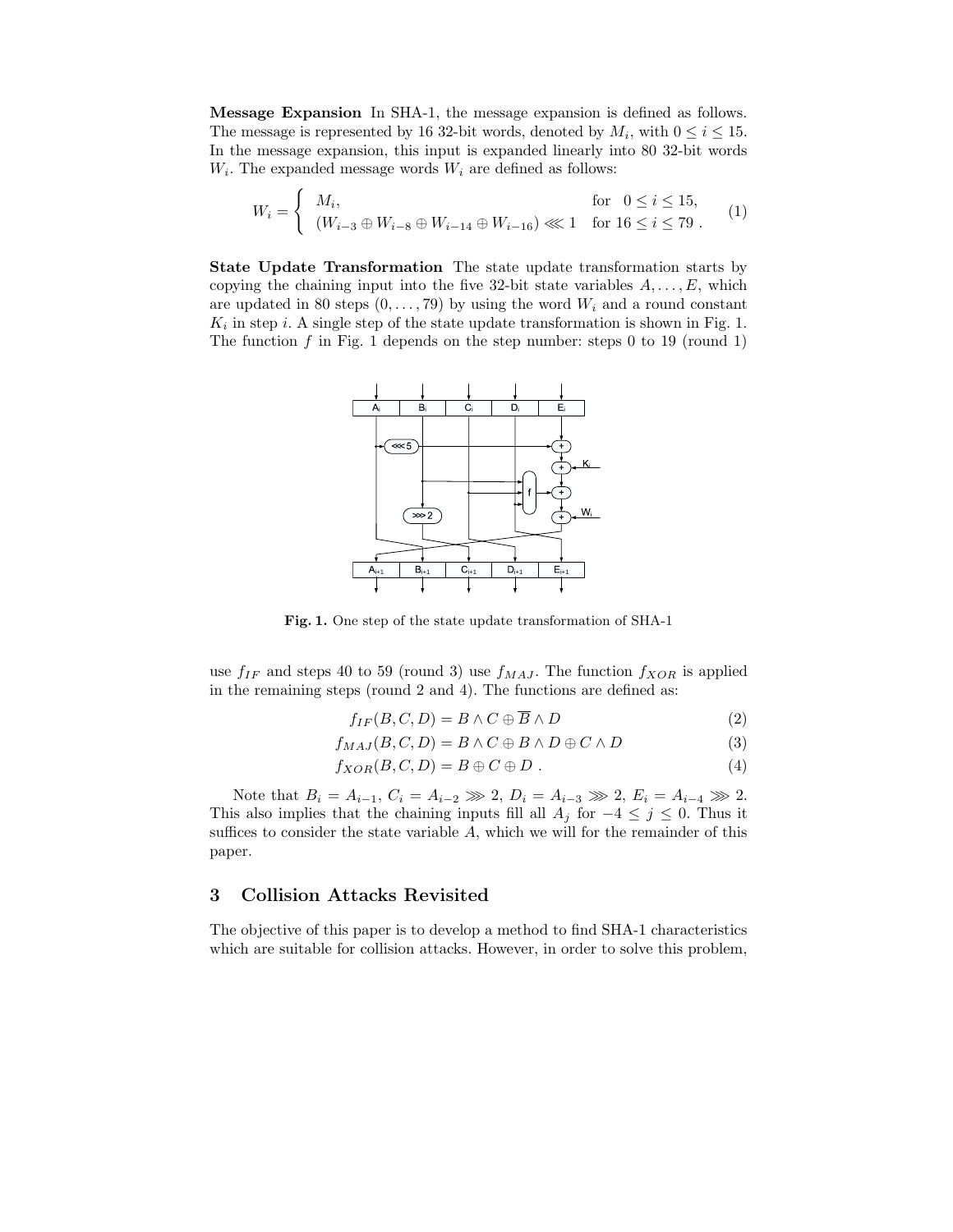**Message Expansion** In SHA-1, the message expansion is defined as follows. The message is represented by 16 32-bit words, denoted by $M_i$, with $0 \leq i \leq 15$. In the message expansion, this input is expanded linearly into 80 32-bit words $W_i$. The expanded message words $W_i$ are defined as follows:

$$W_i = \begin{cases} M_i, & \text{for} \quad 0 \leq i \leq 15, \\ (W_{i-3} \oplus W_{i-8} \oplus W_{i-14} \oplus W_{i-16}) \lll 1 & \text{for } 16 \leq i \leq 79 \ . \end{cases} \tag{1}$$

**State Update Transformation** The state update transformation starts by copying the chaining input into the five 32-bit state variables $A, \ldots, E$, which are updated in 80 steps $(0, \ldots, 79)$ by using the word $W_i$ and a round constant $K_i$ in step $i$. A single step of the state update transformation is shown in Fig. 1. The function $f$ in Fig. 1 depends on the step number: steps 0 to 19 (round 1) use $f_{IF}$ and steps 40 to 59 (round 3) use $f_{MAJ}$. The function $f_{XOR}$ is applied in the remaining steps (round 2 and 4). The functions are defined as:

**Fig. 1.** One step of the state update transformation of SHA-1

$$f_{IF}(B, C, D) = B \wedge C \oplus \overline{B} \wedge D \tag{2}$$

$$f_{MAJ}(B, C, D) = B \wedge C \oplus B \wedge D \oplus C \wedge D \tag{3}$$

$$f_{XOR}(B, C, D) = B \oplus C \oplus D \ . \tag{4}$$

Note that $B_i = A_{i-1}$, $C_i = A_{i-2} \ggg 2$, $D_i = A_{i-3} \ggg 2$, $E_i = A_{i-4} \ggg 2$. This also implies that the chaining inputs fill all $A_j$ for $-4 \leq j \leq 0$. Thus it suffices to consider the state variable $A$, which we will for the remainder of this paper.

## 3 Collision Attacks Revisited

The objective of this paper is to develop a method to find SHA-1 characteristics which are suitable for collision attacks. However, in order to solve this problem,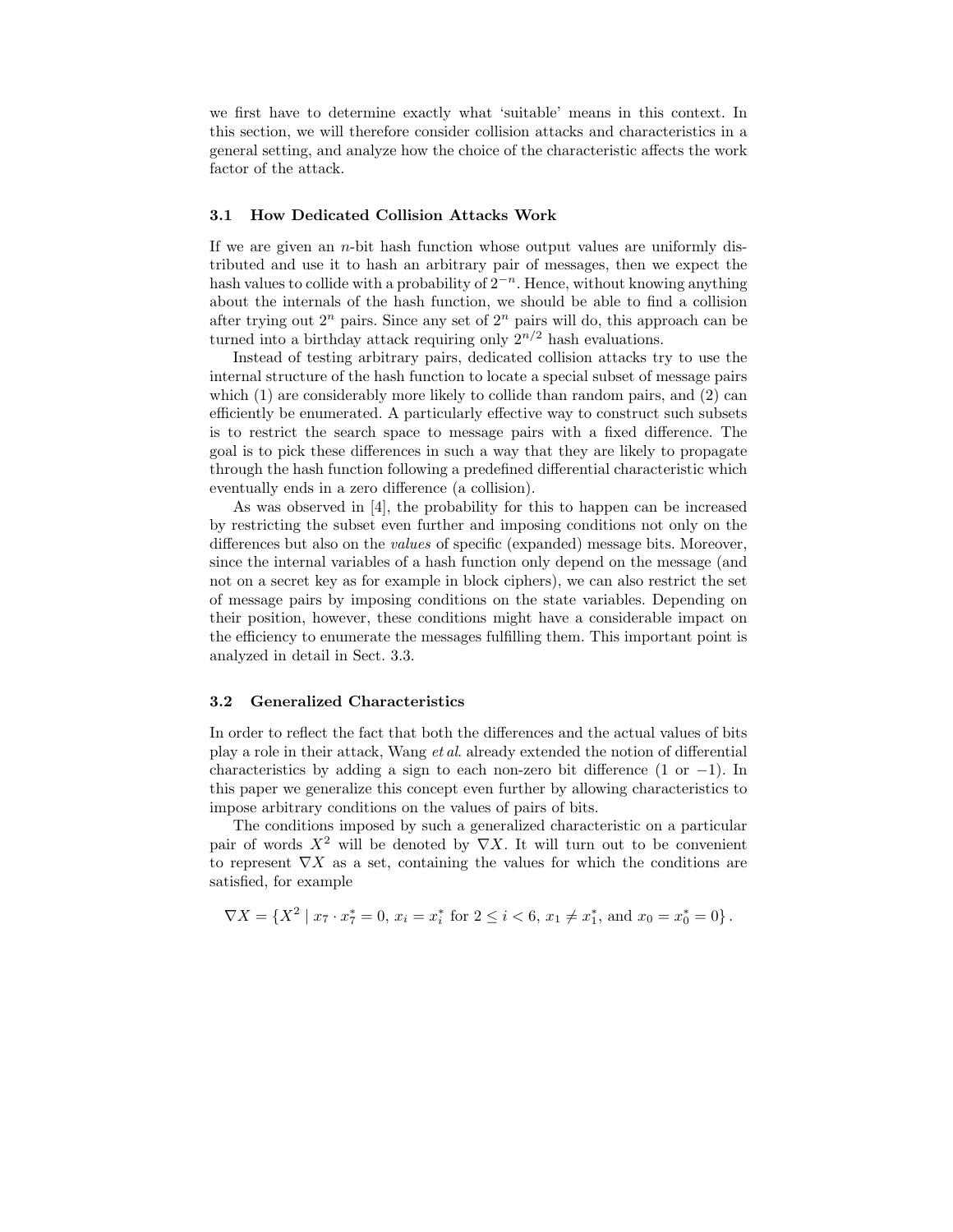we first have to determine exactly what 'suitable' means in this context. In this section, we will therefore consider collision attacks and characteristics in a general setting, and analyze how the choice of the characteristic affects the work factor of the attack.

### 3.1 How Dedicated Collision Attacks Work

If we are given an $n$-bit hash function whose output values are uniformly distributed and use it to hash an arbitrary pair of messages, then we expect the hash values to collide with a probability of $2^{-n}$. Hence, without knowing anything about the internals of the hash function, we should be able to find a collision after trying out $2^n$ pairs. Since any set of $2^n$ pairs will do, this approach can be turned into a birthday attack requiring only $2^{n/2}$ hash evaluations.

Instead of testing arbitrary pairs, dedicated collision attacks try to use the internal structure of the hash function to locate a special subset of message pairs which (1) are considerably more likely to collide than random pairs, and (2) can efficiently be enumerated. A particularly effective way to construct such subsets is to restrict the search space to message pairs with a fixed difference. The goal is to pick these differences in such a way that they are likely to propagate through the hash function following a predefined differential characteristic which eventually ends in a zero difference (a collision).

As was observed in [4], the probability for this to happen can be increased by restricting the subset even further and imposing conditions not only on the differences but also on the *values* of specific (expanded) message bits. Moreover, since the internal variables of a hash function only depend on the message (and not on a secret key as for example in block ciphers), we can also restrict the set of message pairs by imposing conditions on the state variables. Depending on their position, however, these conditions might have a considerable impact on the efficiency to enumerate the messages fulfilling them. This important point is analyzed in detail in Sect. 3.3.

### 3.2 Generalized Characteristics

In order to reflect the fact that both the differences and the actual values of bits play a role in their attack, Wang *et al.* already extended the notion of differential characteristics by adding a sign to each non-zero bit difference (1 or $-1$). In this paper we generalize this concept even further by allowing characteristics to impose arbitrary conditions on the values of pairs of bits.

The conditions imposed by such a generalized characteristic on a particular pair of words $X^2$ will be denoted by $\nabla X$. It will turn out to be convenient to represent $\nabla X$ as a set, containing the values for which the conditions are satisfied, for example

$$\nabla X = \{X^2 \mid x_7 \cdot x_7^* = 0,\ x_i = x_i^* \text{ for } 2 \leq i < 6,\ x_1 \neq x_1^*, \text{ and } x_0 = x_0^* = 0\}\,.$$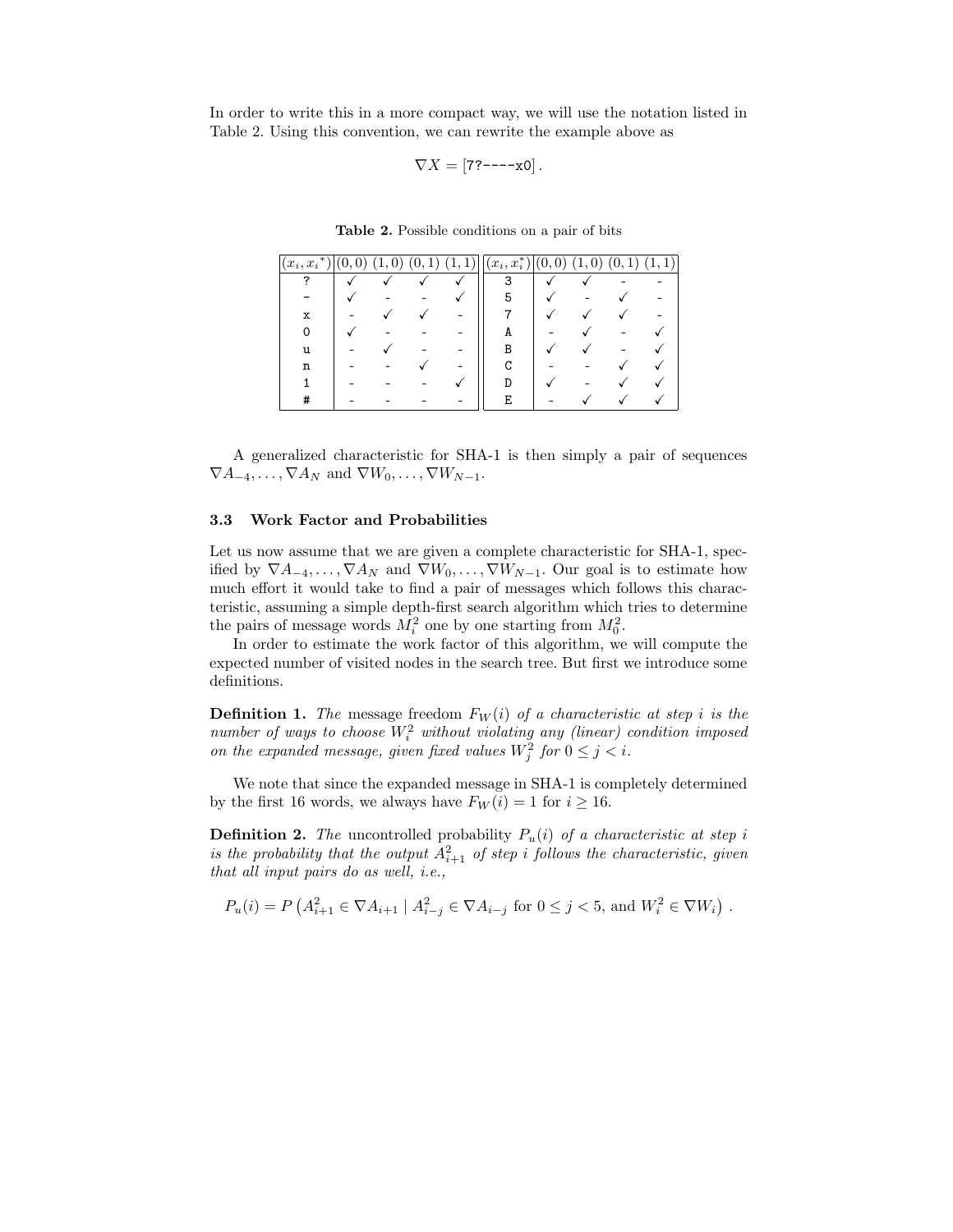In order to write this in a more compact way, we will use the notation listed in Table 2. Using this convention, we can rewrite the example above as

$$\nabla X = [\texttt{7?----x0}] .$$

**Table 2.** Possible conditions on a pair of bits

| $(x_i, x_i^*)$ | $(0,0)$ | $(1,0)$ | $(0,1)$ | $(1,1)$ | $(x_i, x_i^*)$ | $(0,0)$ | $(1,0)$ | $(0,1)$ | $(1,1)$ |
|---|---|---|---|---|---|---|---|---|---|
| ? | ✓ | ✓ | ✓ | ✓ | 3 | ✓ | ✓ | - | - |
| - | ✓ | - | - | ✓ | 5 | ✓ | - | ✓ | - |
| x | - | ✓ | ✓ | - | 7 | ✓ | ✓ | ✓ | - |
| 0 | ✓ | - | - | - | A | - | ✓ | - | ✓ |
| u | - | ✓ | - | - | B | ✓ | ✓ | - | ✓ |
| n | - | - | ✓ | - | C | - | - | ✓ | ✓ |
| 1 | - | - | - | ✓ | D | ✓ | - | ✓ | ✓ |
| # | - | - | - | - | E | - | ✓ | ✓ | ✓ |

A generalized characteristic for SHA-1 is then simply a pair of sequences $\nabla A_{-4}, \ldots, \nabla A_N$ and $\nabla W_0, \ldots, \nabla W_{N-1}$.

### 3.3 Work Factor and Probabilities

Let us now assume that we are given a complete characteristic for SHA-1, specified by $\nabla A_{-4}, \ldots, \nabla A_N$ and $\nabla W_0, \ldots, \nabla W_{N-1}$. Our goal is to estimate how much effort it would take to find a pair of messages which follows this characteristic, assuming a simple depth-first search algorithm which tries to determine the pairs of message words $M_i^2$ one by one starting from $M_0^2$.

In order to estimate the work factor of this algorithm, we will compute the expected number of visited nodes in the search tree. But first we introduce some definitions.

**Definition 1.** *The* message freedom $F_W(i)$ *of a characteristic at step $i$ is the number of ways to choose $W_i^2$ without violating any (linear) condition imposed on the expanded message, given fixed values $W_j^2$ for $0 \le j < i$.*

We note that since the expanded message in SHA-1 is completely determined by the first 16 words, we always have $F_W(i) = 1$ for $i \ge 16$.

**Definition 2.** *The* uncontrolled probability $P_u(i)$ *of a characteristic at step $i$ is the probability that the output $A_{i+1}^2$ of step $i$ follows the characteristic, given that all input pairs do as well, i.e.,*

$$P_u(i) = P\left(A_{i+1}^2 \in \nabla A_{i+1} \mid A_{i-j}^2 \in \nabla A_{i-j} \text{ for } 0 \le j < 5, \text{ and } W_i^2 \in \nabla W_i\right) .$$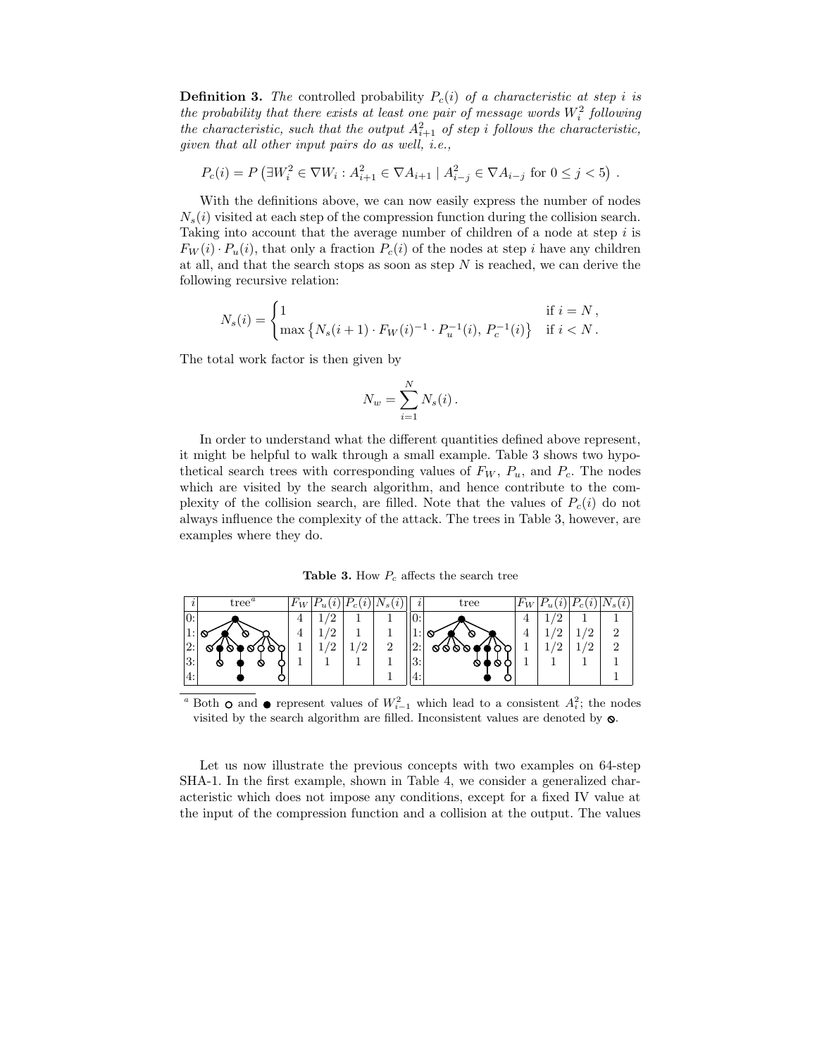**Definition 3.** *The* controlled probability $P_c(i)$ *of a characteristic at step $i$ is the probability that there exists at least one pair of message words $W_i^2$ following the characteristic, such that the output $A_{i+1}^2$ of step $i$ follows the characteristic, given that all other input pairs do as well, i.e.,*

$$P_c(i) = P\left(\exists W_i^2 \in \nabla W_i : A_{i+1}^2 \in \nabla A_{i+1} \mid A_{i-j}^2 \in \nabla A_{i-j} \text{ for } 0 \leq j < 5\right) .$$

With the definitions above, we can now easily express the number of nodes $N_s(i)$ visited at each step of the compression function during the collision search. Taking into account that the average number of children of a node at step $i$ is $F_W(i) \cdot P_u(i)$, that only a fraction $P_c(i)$ of the nodes at step $i$ have any children at all, and that the search stops as soon as step $N$ is reached, we can derive the following recursive relation:

$$N_s(i) = \begin{cases} 1 & \text{if } i = N\,, \\ \max\left\{N_s(i+1) \cdot F_W(i)^{-1} \cdot P_u^{-1}(i),\, P_c^{-1}(i)\right\} & \text{if } i < N\,. \end{cases}$$

The total work factor is then given by

$$N_w = \sum_{i=1}^{N} N_s(i)\,.$$

In order to understand what the different quantities defined above represent, it might be helpful to walk through a small example. Table 3 shows two hypothetical search trees with corresponding values of $F_W$, $P_u$, and $P_c$. The nodes which are visited by the search algorithm, and hence contribute to the complexity of the collision search, are filled. Note that the values of $P_c(i)$ do not always influence the complexity of the attack. The trees in Table 3, however, are examples where they do.

**Table 3.** How $P_c$ affects the search tree

| $i$ | tree[a] | $F_W$ | $P_u(i)$ | $P_c(i)$ | $N_s(i)$ | $i$ | tree | $F_W$ | $P_u(i)$ | $P_c(i)$ | $N_s(i)$ |
|---|---|---|---|---|---|---|---|---|---|---|---|
| 0: | | 4 | 1/2 | 1 | 1 | 0: | | 4 | 1/2 | 1 | 1 |
| 1: | | 4 | 1/2 | 1 | 1 | 1: | | 4 | 1/2 | 1/2 | 2 |
| 2: | | 1 | 1/2 | 1/2 | 2 | 2: | | 1 | 1/2 | 1/2 | 2 |
| 3: | | 1 | 1 | 1 | 1 | 3: | | 1 | 1 | 1 | 1 |
| 4: | | | | | 1 | 4: | | | | | 1 |

[a] Both ○ and ● represent values of $W_{i-1}^2$ which lead to a consistent $A_i^2$; the nodes visited by the search algorithm are filled. Inconsistent values are denoted by ⊘.

Let us now illustrate the previous concepts with two examples on 64-step SHA-1. In the first example, shown in Table 4, we consider a generalized characteristic which does not impose any conditions, except for a fixed IV value at the input of the compression function and a collision at the output. The values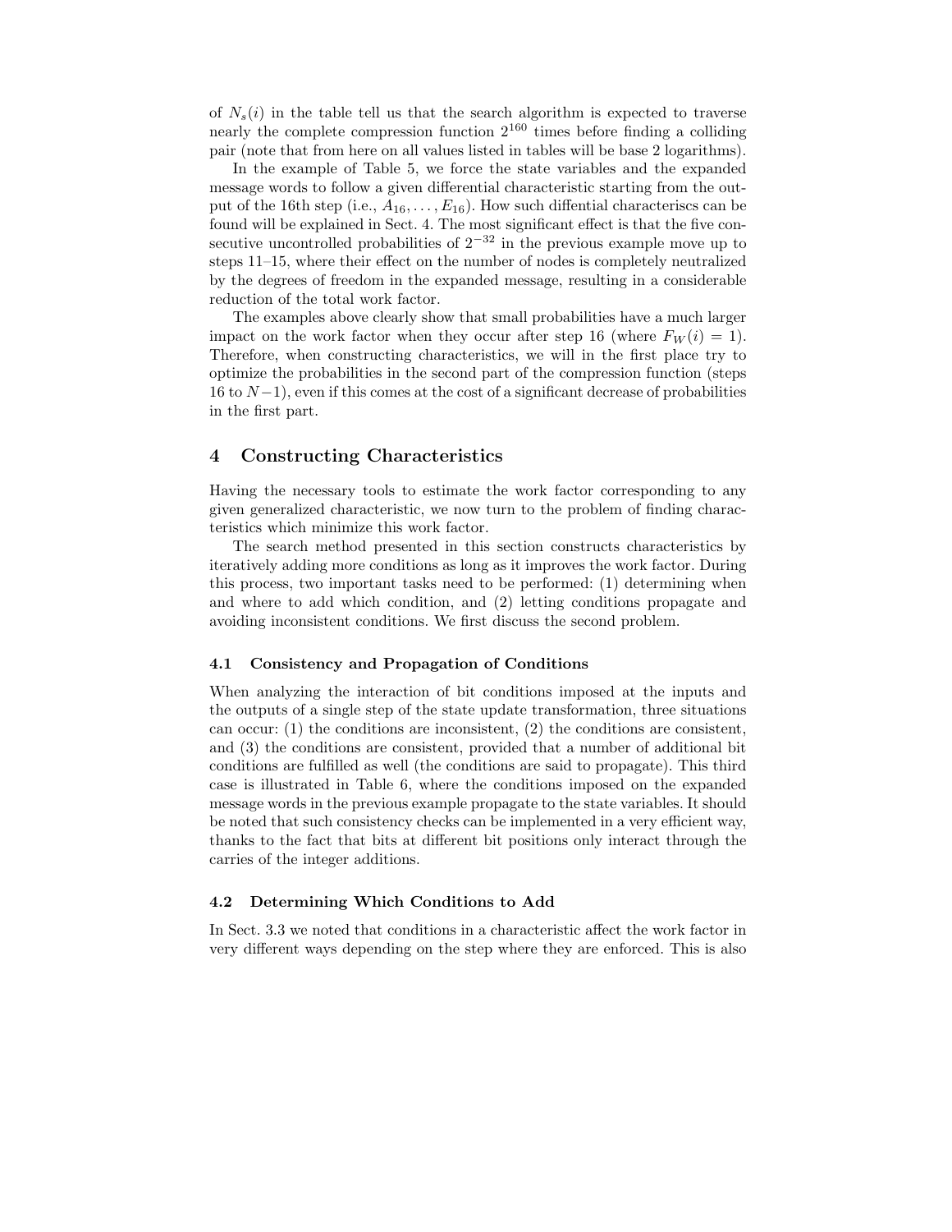of $N_s(i)$ in the table tell us that the search algorithm is expected to traverse nearly the complete compression function $2^{160}$ times before finding a colliding pair (note that from here on all values listed in tables will be base 2 logarithms).

In the example of Table 5, we force the state variables and the expanded message words to follow a given differential characteristic starting from the output of the 16th step (i.e., $A_{16}, \ldots, E_{16}$). How such diffential characteriscs can be found will be explained in Sect. 4. The most significant effect is that the five consecutive uncontrolled probabilities of $2^{-32}$ in the previous example move up to steps 11–15, where their effect on the number of nodes is completely neutralized by the degrees of freedom in the expanded message, resulting in a considerable reduction of the total work factor.

The examples above clearly show that small probabilities have a much larger impact on the work factor when they occur after step 16 (where $F_W(i) = 1$). Therefore, when constructing characteristics, we will in the first place try to optimize the probabilities in the second part of the compression function (steps 16 to $N-1$), even if this comes at the cost of a significant decrease of probabilities in the first part.

## 4 Constructing Characteristics

Having the necessary tools to estimate the work factor corresponding to any given generalized characteristic, we now turn to the problem of finding characteristics which minimize this work factor.

The search method presented in this section constructs characteristics by iteratively adding more conditions as long as it improves the work factor. During this process, two important tasks need to be performed: (1) determining when and where to add which condition, and (2) letting conditions propagate and avoiding inconsistent conditions. We first discuss the second problem.

### 4.1 Consistency and Propagation of Conditions

When analyzing the interaction of bit conditions imposed at the inputs and the outputs of a single step of the state update transformation, three situations can occur: (1) the conditions are inconsistent, (2) the conditions are consistent, and (3) the conditions are consistent, provided that a number of additional bit conditions are fulfilled as well (the conditions are said to propagate). This third case is illustrated in Table 6, where the conditions imposed on the expanded message words in the previous example propagate to the state variables. It should be noted that such consistency checks can be implemented in a very efficient way, thanks to the fact that bits at different bit positions only interact through the carries of the integer additions.

### 4.2 Determining Which Conditions to Add

In Sect. 3.3 we noted that conditions in a characteristic affect the work factor in very different ways depending on the step where they are enforced. This is also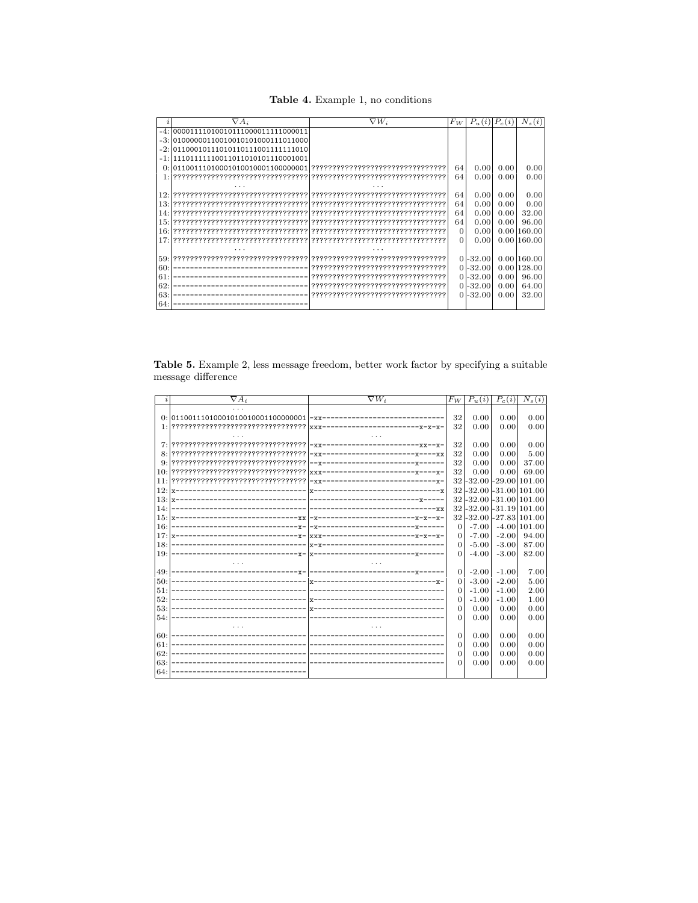**Table 4.** Example 1, no conditions

| $i$ | $\nabla A_i$ | $\nabla W_i$ | $F_W$ | $P_u(i)$ | $P_c(i)$ | $N_s(i)$ |
|---|---|---|---|---|---|---|
| -4: | 00001111010010111000011111000011 | | | | | |
| -3: | 01000000110010010101000111011000 | | | | | |
| -2: | 01100010111010110111001111111010 | | | | | |
| -1: | 11101111110011011010101110001001 | | | | | |
| 0: | 01100111010001010010001100000001 | ???????????????????????????????? | 64 | 0.00 | 0.00 | 0.00 |
| 1: | ???????????????????????????????? | ???????????????????????????????? | 64 | 0.00 | 0.00 | 0.00 |
| | ... | ... | | | | |
| 12: | ???????????????????????????????? | ???????????????????????????????? | 64 | 0.00 | 0.00 | 0.00 |
| 13: | ???????????????????????????????? | ???????????????????????????????? | 64 | 0.00 | 0.00 | 0.00 |
| 14: | ???????????????????????????????? | ???????????????????????????????? | 64 | 0.00 | 0.00 | 32.00 |
| 15: | ???????????????????????????????? | ???????????????????????????????? | 64 | 0.00 | 0.00 | 96.00 |
| 16: | ???????????????????????????????? | ???????????????????????????????? | 0 | 0.00 | 0.00 | 160.00 |
| 17: | ???????????????????????????????? | ???????????????????????????????? | 0 | 0.00 | 0.00 | 160.00 |
| | ... | ... | | | | |
| 59: | ???????????????????????????????? | ???????????????????????????????? | 0 | -32.00 | 0.00 | 160.00 |
| 60: | -------------------------------- | ???????????????????????????????? | 0 | -32.00 | 0.00 | 128.00 |
| 61: | -------------------------------- | ???????????????????????????????? | 0 | -32.00 | 0.00 | 96.00 |
| 62: | -------------------------------- | ???????????????????????????????? | 0 | -32.00 | 0.00 | 64.00 |
| 63: | -------------------------------- | ???????????????????????????????? | 0 | -32.00 | 0.00 | 32.00 |
| 64: | -------------------------------- | | | | | |

**Table 5.** Example 2, less message freedom, better work factor by specifying a suitable message difference

| $i$ | $\nabla A_i$ | $\nabla W_i$ | $F_W$ | $P_u(i)$ | $P_c(i)$ | $N_s(i)$ |
|---|---|---|---|---|---|---|
| | ... | | | | | |
| 0: | 01100111010001010010001100000001 | -xx----------------------------- | 32 | 0.00 | 0.00 | 0.00 |
| 1: | ???????????????????????????????? | xxx----------------------x-x-x- | 32 | 0.00 | 0.00 | 0.00 |
| | ... | ... | | | | |
| 7: | ???????????????????????????????? | -xx----------------------xx--x- | 32 | 0.00 | 0.00 | 0.00 |
| 8: | ???????????????????????????????? | -xx---------------------x----xx | 32 | 0.00 | 0.00 | 5.00 |
| 9: | ???????????????????????????????? | --x---------------------x------ | 32 | 0.00 | 0.00 | 37.00 |
| 10: | ???????????????????????????????? | xxx---------------------x----x- | 32 | 0.00 | 0.00 | 69.00 |
| 11: | ???????????????????????????????? | -xx--------------------------x- | 32 | -32.00 | -29.00 | 101.00 |
| 12: | x------------------------------- | x------------------------------x | 32 | -32.00 | -31.00 | 101.00 |
| 13: | x------------------------------- | ------------------------x------ | 32 | -32.00 | -31.00 | 101.00 |
| 14: | -------------------------------- | -----------------------------xx | 32 | -32.00 | -31.19 | 101.00 |
| 15: | x-----------------------------xx | -x----------------------x-x--x- | 32 | -32.00 | -27.83 | 101.00 |
| 16: | ------------------------------x- | -x----------------------x------ | 0 | -7.00 | -4.00 | 101.00 |
| 17: | x-----------------------------x- | xxx---------------------x-x--x- | 0 | -7.00 | -2.00 | 94.00 |
| 18: | -------------------------------- | x-x---------------------x------ | 0 | -5.00 | -3.00 | 87.00 |
| 19: | ------------------------------x- | x-----------------------x------ | 0 | -4.00 | -3.00 | 82.00 |
| | ... | ... | | | | |
| 49: | ------------------------------x- | ------------------------x------ | 0 | -2.00 | -1.00 | 7.00 |
| 50: | -------------------------------- | x-----------------------------x- | 0 | -3.00 | -2.00 | 5.00 |
| 51: | -------------------------------- | -------------------------------- | 0 | -1.00 | -1.00 | 2.00 |
| 52: | -------------------------------- | x------------------------------- | 0 | -1.00 | -1.00 | 1.00 |
| 53: | -------------------------------- | x------------------------------- | 0 | 0.00 | 0.00 | 0.00 |
| 54: | -------------------------------- | -------------------------------- | 0 | 0.00 | 0.00 | 0.00 |
| | ... | ... | | | | |
| 60: | -------------------------------- | -------------------------------- | 0 | 0.00 | 0.00 | 0.00 |
| 61: | -------------------------------- | -------------------------------- | 0 | 0.00 | 0.00 | 0.00 |
| 62: | -------------------------------- | -------------------------------- | 0 | 0.00 | 0.00 | 0.00 |
| 63: | -------------------------------- | -------------------------------- | 0 | 0.00 | 0.00 | 0.00 |
| 64: | -------------------------------- | | | | | |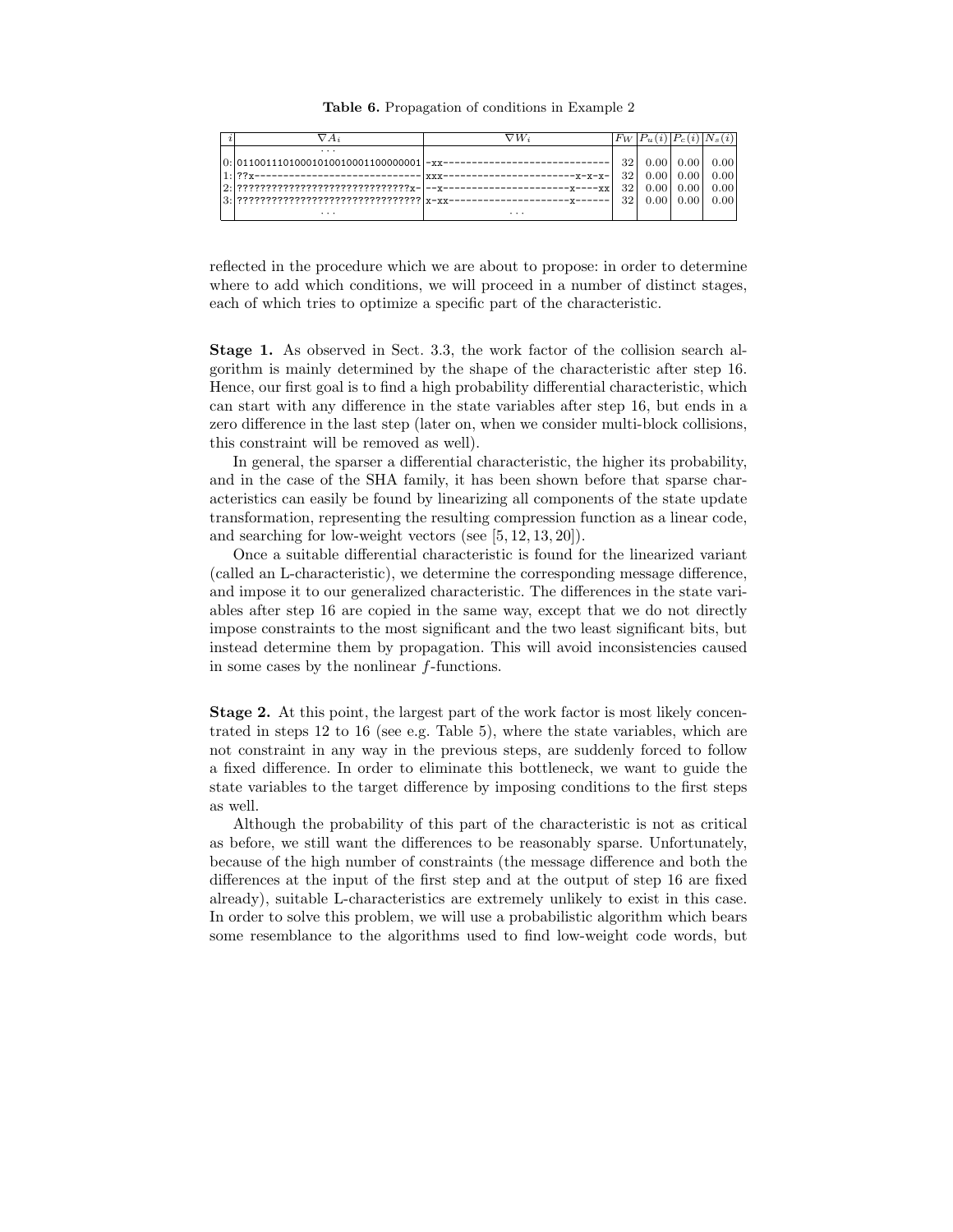**Table 6.** Propagation of conditions in Example 2

| $i$ | $\nabla A_i$ | $\nabla W_i$ | $F_W$ | $P_u(i)$ | $P_c(i)$ | $N_s(i)$ |
|---|---|---|---|---|---|---|
| | ... | | | | | |
| 0: | 01100111010001010010001100000001 | -xx----------------------------- | 32 | 0.00 | 0.00 | 0.00 |
| 1: | ??x----------------------------- | xxx--------------------x-x-x- | 32 | 0.00 | 0.00 | 0.00 |
| 2: | ??????????????????????????????x- | --x---------------------x----xx | 32 | 0.00 | 0.00 | 0.00 |
| 3: | ???????????????????????????????? | x-xx--------------------x------ | 32 | 0.00 | 0.00 | 0.00 |
| | ... | ... | | | | |

reflected in the procedure which we are about to propose: in order to determine where to add which conditions, we will proceed in a number of distinct stages, each of which tries to optimize a specific part of the characteristic.

**Stage 1.** As observed in Sect. 3.3, the work factor of the collision search algorithm is mainly determined by the shape of the characteristic after step 16. Hence, our first goal is to find a high probability differential characteristic, which can start with any difference in the state variables after step 16, but ends in a zero difference in the last step (later on, when we consider multi-block collisions, this constraint will be removed as well).

In general, the sparser a differential characteristic, the higher its probability, and in the case of the SHA family, it has been shown before that sparse characteristics can easily be found by linearizing all components of the state update transformation, representing the resulting compression function as a linear code, and searching for low-weight vectors (see [5, 12, 13, 20]).

Once a suitable differential characteristic is found for the linearized variant (called an L-characteristic), we determine the corresponding message difference, and impose it to our generalized characteristic. The differences in the state variables after step 16 are copied in the same way, except that we do not directly impose constraints to the most significant and the two least significant bits, but instead determine them by propagation. This will avoid inconsistencies caused in some cases by the nonlinear $f$-functions.

**Stage 2.** At this point, the largest part of the work factor is most likely concentrated in steps 12 to 16 (see e.g. Table 5), where the state variables, which are not constraint in any way in the previous steps, are suddenly forced to follow a fixed difference. In order to eliminate this bottleneck, we want to guide the state variables to the target difference by imposing conditions to the first steps as well.

Although the probability of this part of the characteristic is not as critical as before, we still want the differences to be reasonably sparse. Unfortunately, because of the high number of constraints (the message difference and both the differences at the input of the first step and at the output of step 16 are fixed already), suitable L-characteristics are extremely unlikely to exist in this case. In order to solve this problem, we will use a probabilistic algorithm which bears some resemblance to the algorithms used to find low-weight code words, but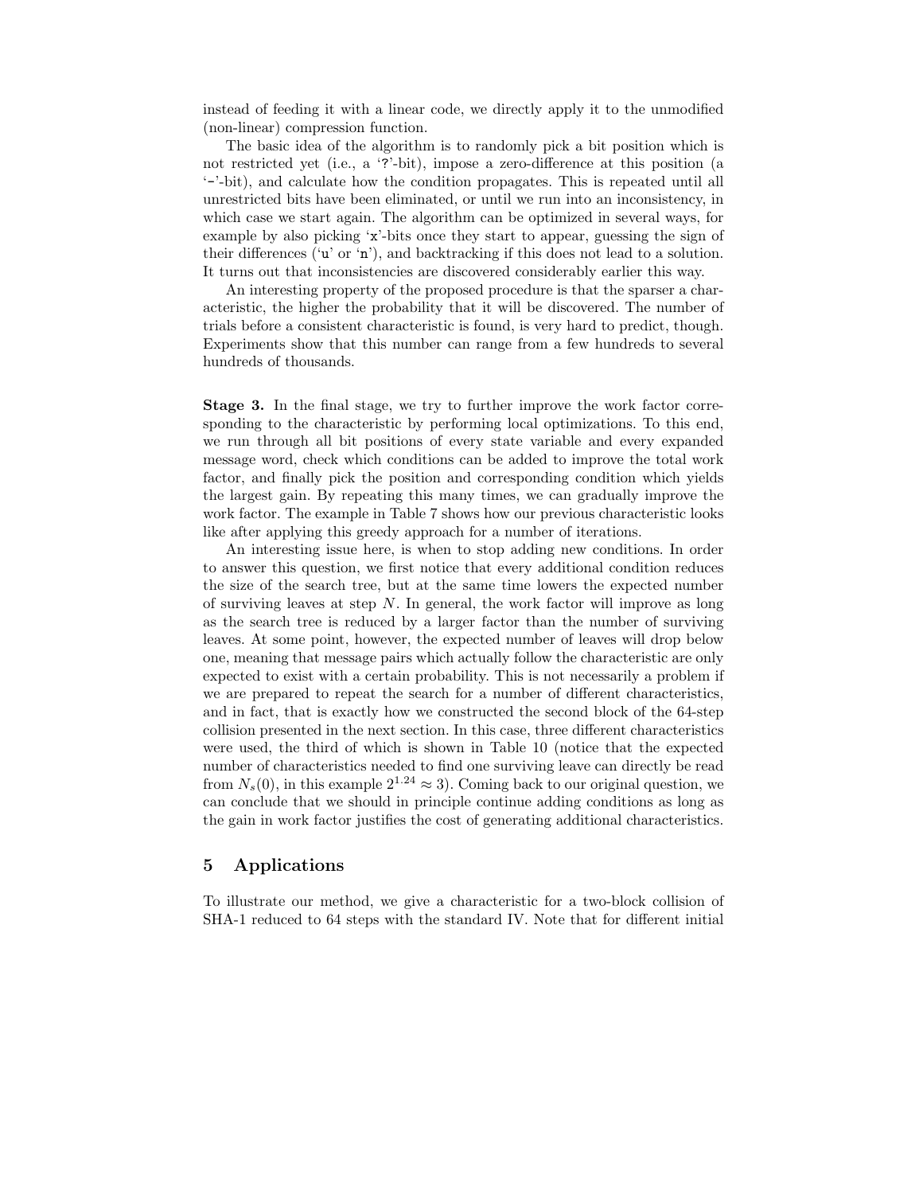instead of feeding it with a linear code, we directly apply it to the unmodified (non-linear) compression function.

The basic idea of the algorithm is to randomly pick a bit position which is not restricted yet (i.e., a '?'-bit), impose a zero-difference at this position (a '-'-bit), and calculate how the condition propagates. This is repeated until all unrestricted bits have been eliminated, or until we run into an inconsistency, in which case we start again. The algorithm can be optimized in several ways, for example by also picking 'x'-bits once they start to appear, guessing the sign of their differences ('u' or 'n'), and backtracking if this does not lead to a solution. It turns out that inconsistencies are discovered considerably earlier this way.

An interesting property of the proposed procedure is that the sparser a characteristic, the higher the probability that it will be discovered. The number of trials before a consistent characteristic is found, is very hard to predict, though. Experiments show that this number can range from a few hundreds to several hundreds of thousands.

**Stage 3.** In the final stage, we try to further improve the work factor corresponding to the characteristic by performing local optimizations. To this end, we run through all bit positions of every state variable and every expanded message word, check which conditions can be added to improve the total work factor, and finally pick the position and corresponding condition which yields the largest gain. By repeating this many times, we can gradually improve the work factor. The example in Table 7 shows how our previous characteristic looks like after applying this greedy approach for a number of iterations.

An interesting issue here, is when to stop adding new conditions. In order to answer this question, we first notice that every additional condition reduces the size of the search tree, but at the same time lowers the expected number of surviving leaves at step $N$. In general, the work factor will improve as long as the search tree is reduced by a larger factor than the number of surviving leaves. At some point, however, the expected number of leaves will drop below one, meaning that message pairs which actually follow the characteristic are only expected to exist with a certain probability. This is not necessarily a problem if we are prepared to repeat the search for a number of different characteristics, and in fact, that is exactly how we constructed the second block of the 64-step collision presented in the next section. In this case, three different characteristics were used, the third of which is shown in Table 10 (notice that the expected number of characteristics needed to find one surviving leave can directly be read from $N_s(0)$, in this example $2^{1.24} \approx 3$). Coming back to our original question, we can conclude that we should in principle continue adding conditions as long as the gain in work factor justifies the cost of generating additional characteristics.

## 5 Applications

To illustrate our method, we give a characteristic for a two-block collision of SHA-1 reduced to 64 steps with the standard IV. Note that for different initial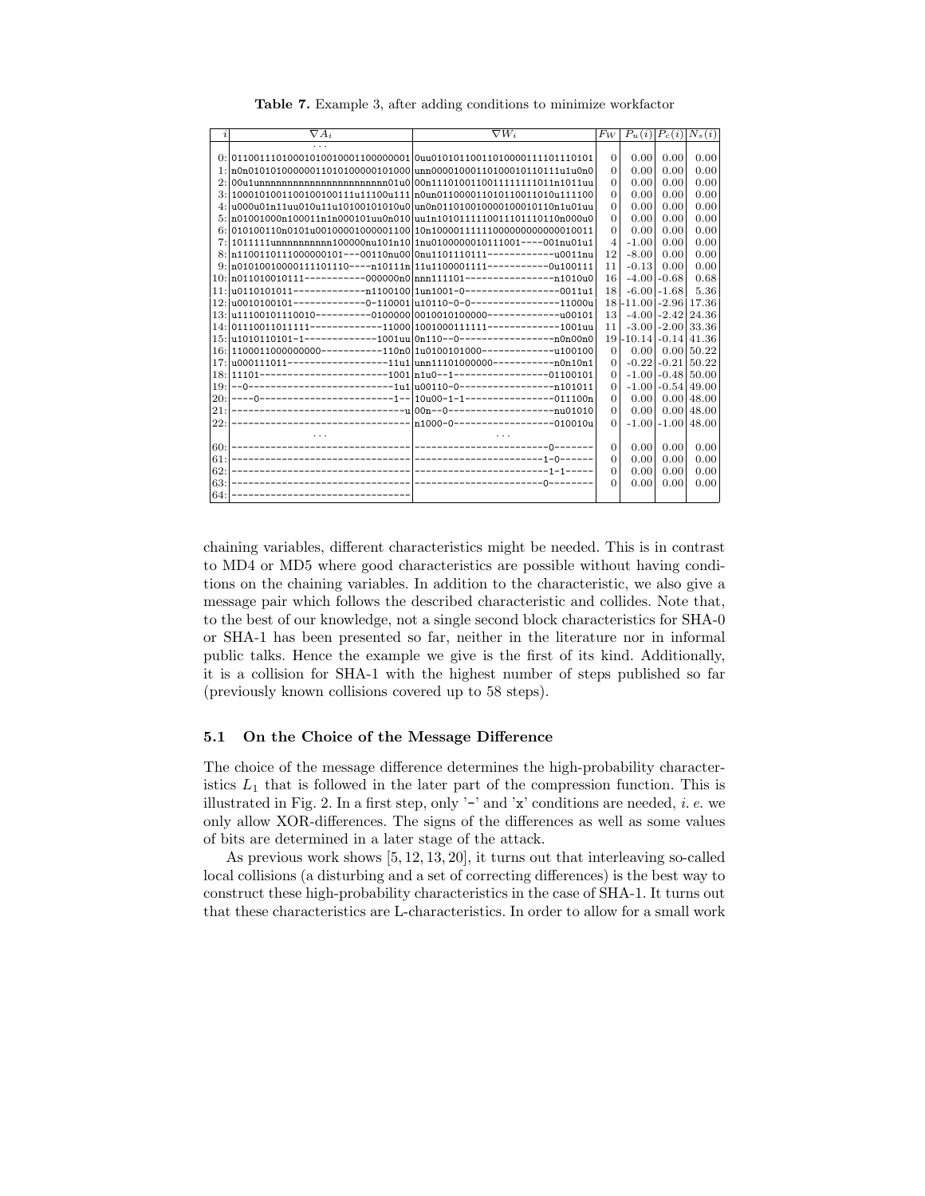**Table 7.** Example 3, after adding conditions to minimize workfactor

| $i$ | $\nabla A_i$ | $\nabla W_i$ | $F_W$ | $P_u(i)$ | $P_c(i)$ | $N_s(i)$ |
|---|---|---|---|---|---|---|
| | ... | | | | | |
| 0: | 01100111010001010010001100000001 | 0uu01010110011010000111101110101 | 0 | 0.00 | 0.00 | 0.00 |
| 1: | n0n01010100000011010100000101000 | unn00001000110100010110111u1u0n0 | 0 | 0.00 | 0.00 | 0.00 |
| 2: | 00u1unnnnnnnnnnnnnnnnnnnnnn01u0 | 00n11101001100111111111011n1011uu | 0 | 0.00 | 0.00 | 0.00 |
| 3: | 100010100110010010011u11100u111 | n0un01100001101011001101 0u111100 | 0 | 0.00 | 0.00 | 0.00 |
| 4: | u000u01n11uu010u11u10100101010u0 | un0n01101001000010001011 0n1u01uu | 0 | 0.00 | 0.00 | 0.00 |
| 5: | n01001000n100011n1n000101uu0n010 | uu1n1010111110011101110110n000u0 | 0 | 0.00 | 0.00 | 0.00 |
| 6: | 010100110n0101u00100001000001100 | 10n10000111111000000000000010011 | 0 | 0.00 | 0.00 | 0.00 |
| 7: | 1011111unnnnnnnnnn100000nu101n10 | 1nu0100000010111001----001nu01u1 | 4 | -1.00 | 0.00 | 0.00 |
| 8: | n1100110111000000101---00110nu00 | 0nu1101110111------------u0011nu | 12 | -8.00 | 0.00 | 0.00 |
| 9: | n01010010000111101110----n10111n | 11u1100001111-----------0u100111 | 11 | -0.13 | 0.00 | 0.00 |
| 10: | n011010010111-----------000000n0 | nnn111101----------------n1010u0 | 16 | -4.00 | -0.68 | 0.68 |
| 11: | u0110101011-------------n1100100 | 1un1001-0-----------------0011u1 | 18 | -6.00 | -1.68 | 5.36 |
| 12: | u0010100101-------------0-110001 | u10110-0-0----------------11000u | 18 | -11.00 | -2.96 | 17.36 |
| 13: | u11100101110010----------0100000 | 0010010100000-------------u00101 | 13 | -4.00 | -2.42 | 24.36 |
| 14: | 01110011011111-------------11000 | 1001000111111-------------1001uu | 11 | -3.00 | -2.00 | 33.36 |
| 15: | u1010110101-1-------------1001uu | 0n110--0-----------------n0n00n0 | 19 | -10.14 | -0.14 | 41.36 |
| 16: | 1100011000000000-----------110n0 | 1u0100101000-------------u100100 | 0 | 0.00 | 0.00 | 50.22 |
| 17: | u000111011-------------------11u1 | unn11101000000-----------n0n10n1 | 0 | -0.22 | -0.21 | 50.22 |
| 18: | 11101-----------------------1001 | n1u0--1-----------------01100101 | 0 | -1.00 | -0.48 | 50.00 |
| 19: | --0--------------------------1u1 | u00110-0-----------------n101011 | 0 | -1.00 | -0.54 | 49.00 |
| 20: | ----0-----------------------1-- | 10u00-1-1----------------011100n | 0 | 0.00 | 0.00 | 48.00 |
| 21: | -------------------------------u | 00n--0-------------------nu01010 | 0 | 0.00 | 0.00 | 48.00 |
| 22: | -------------------------------- | n1000-0------------------010010u | 0 | -1.00 | -1.00 | 48.00 |
| | ... | ... | | | | |
| 60: | -------------------------------- | ------------------------0------- | 0 | 0.00 | 0.00 | 0.00 |
| 61: | -------------------------------- | ----------------------1-0------ | 0 | 0.00 | 0.00 | 0.00 |
| 62: | -------------------------------- | ------------------------1-1----- | 0 | 0.00 | 0.00 | 0.00 |
| 63: | -------------------------------- | ----------------------0-------- | 0 | 0.00 | 0.00 | 0.00 |
| 64: | -------------------------------- | | | | | |

chaining variables, different characteristics might be needed. This is in contrast to MD4 or MD5 where good characteristics are possible without having conditions on the chaining variables. In addition to the characteristic, we also give a message pair which follows the described characteristic and collides. Note that, to the best of our knowledge, not a single second block characteristics for SHA-0 or SHA-1 has been presented so far, neither in the literature nor in informal public talks. Hence the example we give is the first of its kind. Additionally, it is a collision for SHA-1 with the highest number of steps published so far (previously known collisions covered up to 58 steps).

### 5.1 On the Choice of the Message Difference

The choice of the message difference determines the high-probability characteristics $L_1$ that is followed in the later part of the compression function. This is illustrated in Fig. 2. In a first step, only '-' and 'x' conditions are needed, *i. e.* we only allow XOR-differences. The signs of the differences as well as some values of bits are determined in a later stage of the attack.

As previous work shows [5, 12, 13, 20], it turns out that interleaving so-called local collisions (a disturbing and a set of correcting differences) is the best way to construct these high-probability characteristics in the case of SHA-1. It turns out that these characteristics are L-characteristics. In order to allow for a small work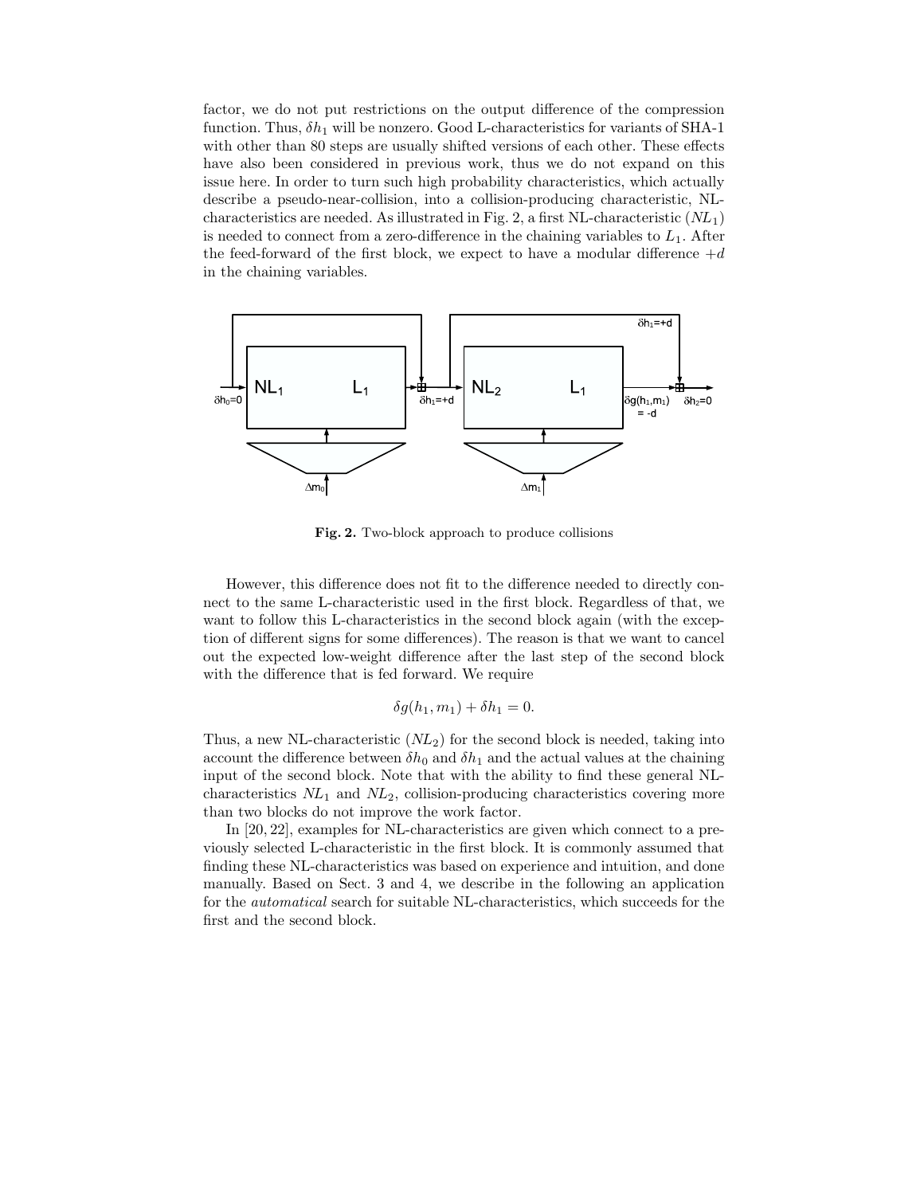factor, we do not put restrictions on the output difference of the compression function. Thus, $\delta h_1$ will be nonzero. Good L-characteristics for variants of SHA-1 with other than 80 steps are usually shifted versions of each other. These effects have also been considered in previous work, thus we do not expand on this issue here. In order to turn such high probability characteristics, which actually describe a pseudo-near-collision, into a collision-producing characteristic, NL-characteristics are needed. As illustrated in Fig. 2, a first NL-characteristic ($NL_1$) is needed to connect from a zero-difference in the chaining variables to $L_1$. After the feed-forward of the first block, we expect to have a modular difference $+d$ in the chaining variables.

**Fig. 2.** Two-block approach to produce collisions

However, this difference does not fit to the difference needed to directly connect to the same L-characteristic used in the first block. Regardless of that, we want to follow this L-characteristics in the second block again (with the exception of different signs for some differences). The reason is that we want to cancel out the expected low-weight difference after the last step of the second block with the difference that is fed forward. We require

$$\delta g(h_1, m_1) + \delta h_1 = 0.$$

Thus, a new NL-characteristic ($NL_2$) for the second block is needed, taking into account the difference between $\delta h_0$ and $\delta h_1$ and the actual values at the chaining input of the second block. Note that with the ability to find these general NL-characteristics $NL_1$ and $NL_2$, collision-producing characteristics covering more than two blocks do not improve the work factor.

In [20, 22], examples for NL-characteristics are given which connect to a previously selected L-characteristic in the first block. It is commonly assumed that finding these NL-characteristics was based on experience and intuition, and done manually. Based on Sect. 3 and 4, we describe in the following an application for the *automatical* search for suitable NL-characteristics, which succeeds for the first and the second block.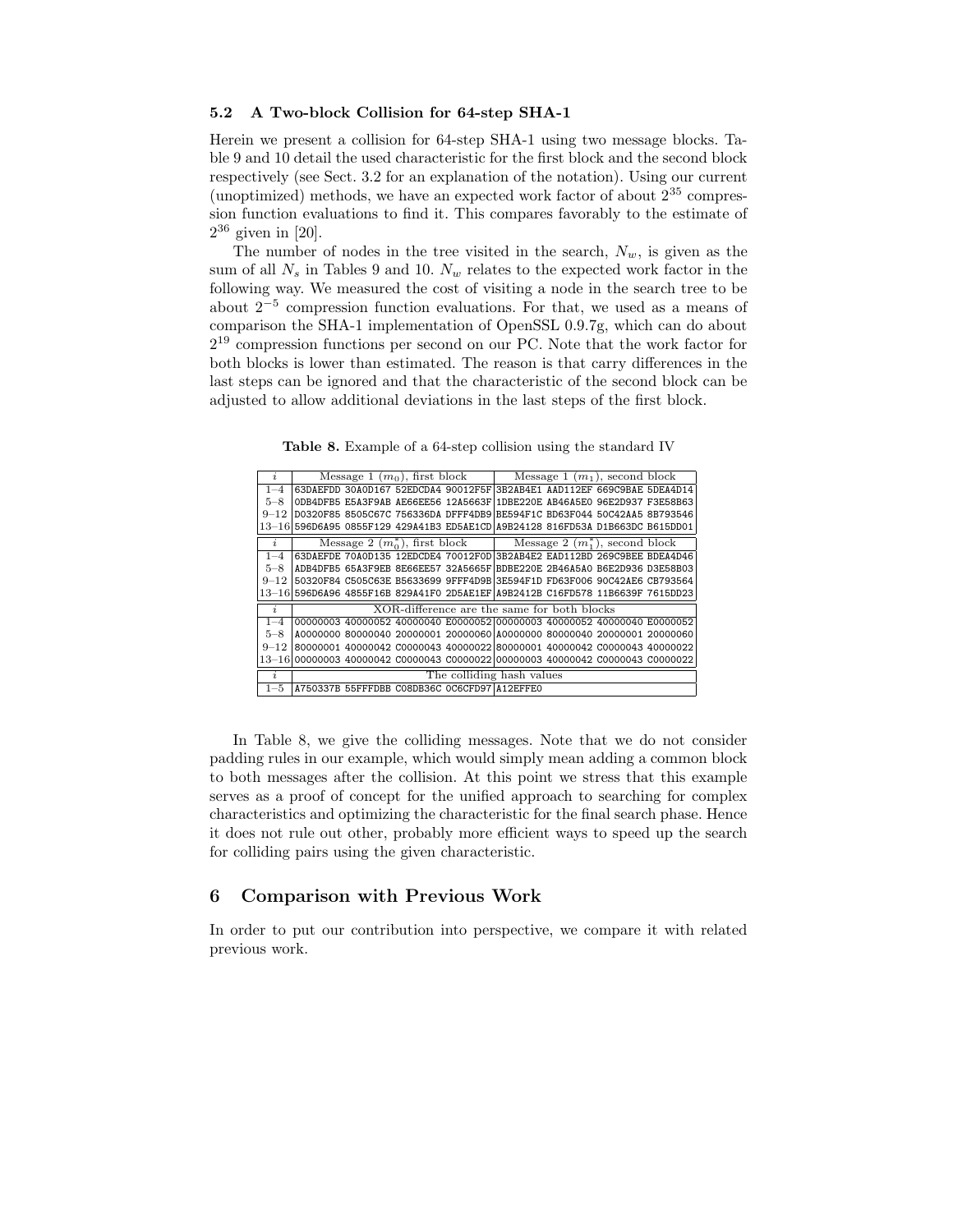### 5.2 A Two-block Collision for 64-step SHA-1

Herein we present a collision for 64-step SHA-1 using two message blocks. Table 9 and 10 detail the used characteristic for the first block and the second block respectively (see Sect. 3.2 for an explanation of the notation). Using our current (unoptimized) methods, we have an expected work factor of about $2^{35}$ compression function evaluations to find it. This compares favorably to the estimate of $2^{36}$ given in [20].

The number of nodes in the tree visited in the search, $N_w$, is given as the sum of all $N_s$ in Tables 9 and 10. $N_w$ relates to the expected work factor in the following way. We measured the cost of visiting a node in the search tree to be about $2^{-5}$ compression function evaluations. For that, we used as a means of comparison the SHA-1 implementation of OpenSSL 0.9.7g, which can do about $2^{19}$ compression functions per second on our PC. Note that the work factor for both blocks is lower than estimated. The reason is that carry differences in the last steps can be ignored and that the characteristic of the second block can be adjusted to allow additional deviations in the last steps of the first block.

**Table 8.** Example of a 64-step collision using the standard IV

| $i$ | Message 1 ($m_0$), first block | Message 1 ($m_1$), second block |
|---|---|---|
| 1–4 | 63DAEFDD 30A0D167 52EDCDA4 90012F5F | 3B2AB4E1 AAD112EF 669C9BAE 5DEA4D14 |
| 5–8 | 0DB4DFB5 E5A3F9AB AE66EE56 12A5663F | 1DBE220E AB46A5E0 96E2D937 F3E58B63 |
| 9–12 | D0320F85 8505C67C 756336DA DFFF4DB9 | BE594F1C BD63F044 50C42AA5 8B793546 |
| 13–16 | 596D6A95 0855F129 429A41B3 ED5AE1CD | A9B24128 816FD53A D1B663DC B615DD01 |
| $i$ | Message 2 ($m_0^*$), first block | Message 2 ($m_1^*$), second block |
| 1–4 | 63DAEFDE 70A0D135 12EDCDE4 70012F0D | 3B2AB4E2 EAD112BD 269C9BEE BDEA4D46 |
| 5–8 | ADB4DFB5 65A3F9EB 8E66EE57 32A5665F | BDBE220E 2B46A5A0 B6E2D936 D3E58B03 |
| 9–12 | 50320F84 C505C63E B5633699 9FFF4D9B | 3E594F1D FD63F006 90C42AE6 CB793564 |
| 13–16 | 596D6A96 4855F16B 829A41F0 2D5AE1EF | A9B2412B C16FD578 11B6639F 7615DD23 |
| $i$ | XOR-difference are the same for both blocks | |
| 1–4 | 00000003 40000052 40000040 E0000052 | 00000003 40000052 40000040 E0000052 |
| 5–8 | A0000000 80000040 20000001 20000060 | A0000000 80000040 20000001 20000060 |
| 9–12 | 80000001 40000042 C0000043 40000022 | 80000001 40000042 C0000043 40000022 |
| 13–16 | 00000003 40000042 C0000043 C0000022 | 00000003 40000042 C0000043 C0000022 |
| $i$ | The colliding hash values | |
| 1–5 | A750337B 55FFFDBB C08DB36C 0C6CFD97 | A12EFFE0 |

In Table 8, we give the colliding messages. Note that we do not consider padding rules in our example, which would simply mean adding a common block to both messages after the collision. At this point we stress that this example serves as a proof of concept for the unified approach to searching for complex characteristics and optimizing the characteristic for the final search phase. Hence it does not rule out other, probably more efficient ways to speed up the search for colliding pairs using the given characteristic.

## 6 Comparison with Previous Work

In order to put our contribution into perspective, we compare it with related previous work.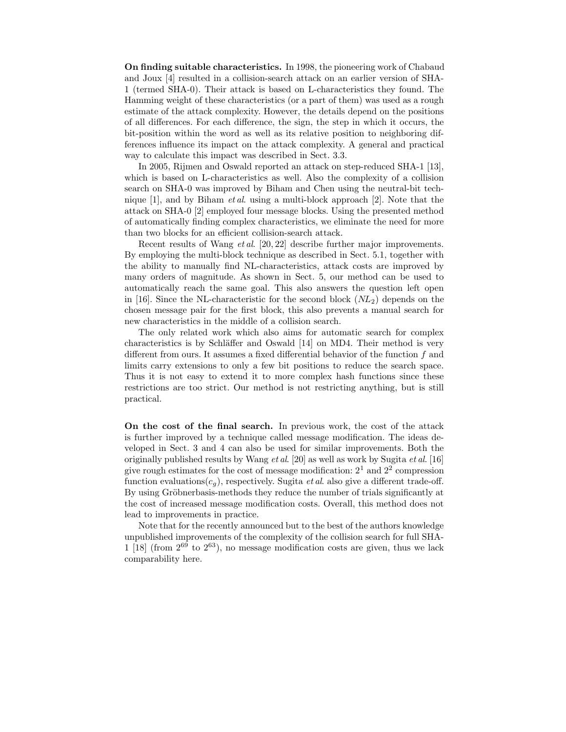**On finding suitable characteristics.** In 1998, the pioneering work of Chabaud and Joux [4] resulted in a collision-search attack on an earlier version of SHA-1 (termed SHA-0). Their attack is based on L-characteristics they found. The Hamming weight of these characteristics (or a part of them) was used as a rough estimate of the attack complexity. However, the details depend on the positions of all differences. For each difference, the sign, the step in which it occurs, the bit-position within the word as well as its relative position to neighboring differences influence its impact on the attack complexity. A general and practical way to calculate this impact was described in Sect. 3.3.

In 2005, Rijmen and Oswald reported an attack on step-reduced SHA-1 [13], which is based on L-characteristics as well. Also the complexity of a collision search on SHA-0 was improved by Biham and Chen using the neutral-bit technique [1], and by Biham *et al*. using a multi-block approach [2]. Note that the attack on SHA-0 [2] employed four message blocks. Using the presented method of automatically finding complex characteristics, we eliminate the need for more than two blocks for an efficient collision-search attack.

Recent results of Wang *et al*. [20, 22] describe further major improvements. By employing the multi-block technique as described in Sect. 5.1, together with the ability to manually find NL-characteristics, attack costs are improved by many orders of magnitude. As shown in Sect. 5, our method can be used to automatically reach the same goal. This also answers the question left open in [16]. Since the NL-characteristic for the second block ($NL_2$) depends on the chosen message pair for the first block, this also prevents a manual search for new characteristics in the middle of a collision search.

The only related work which also aims for automatic search for complex characteristics is by Schläffer and Oswald [14] on MD4. Their method is very different from ours. It assumes a fixed differential behavior of the function $f$ and limits carry extensions to only a few bit positions to reduce the search space. Thus it is not easy to extend it to more complex hash functions since these restrictions are too strict. Our method is not restricting anything, but is still practical.

**On the cost of the final search.** In previous work, the cost of the attack is further improved by a technique called message modification. The ideas developed in Sect. 3 and 4 can also be used for similar improvements. Both the originally published results by Wang *et al*. [20] as well as work by Sugita *et al*. [16] give rough estimates for the cost of message modification: $2^1$ and $2^2$ compression function evaluations($c_g$), respectively. Sugita *et al*. also give a different trade-off. By using Gröbnerbasis-methods they reduce the number of trials significantly at the cost of increased message modification costs. Overall, this method does not lead to improvements in practice.

Note that for the recently announced but to the best of the authors knowledge unpublished improvements of the complexity of the collision search for full SHA-1 [18] (from $2^{69}$ to $2^{63}$), no message modification costs are given, thus we lack comparability here.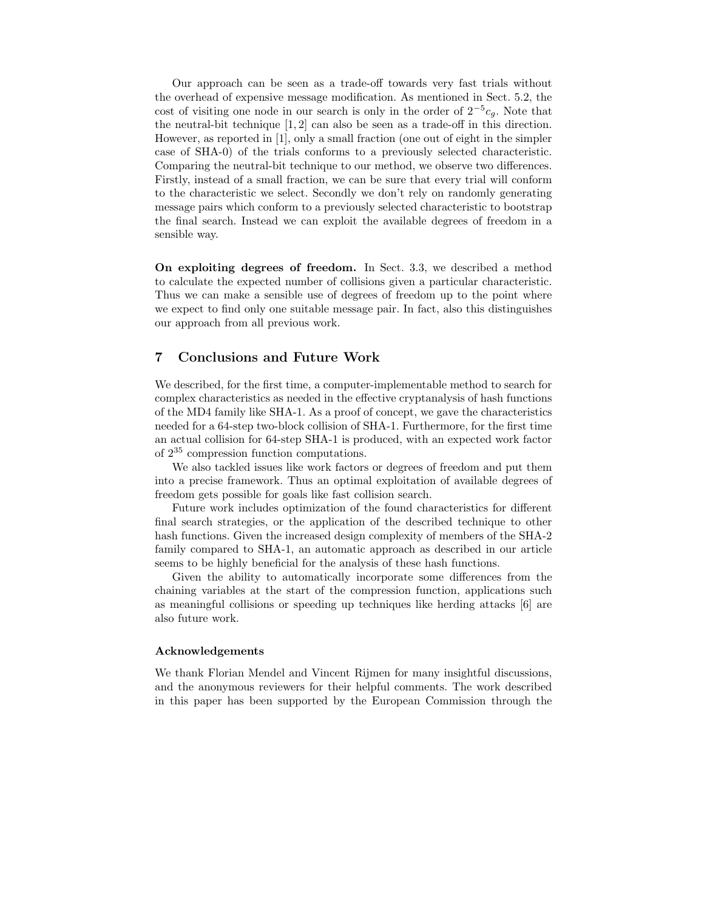Our approach can be seen as a trade-off towards very fast trials without the overhead of expensive message modification. As mentioned in Sect. 5.2, the cost of visiting one node in our search is only in the order of $2^{-5}c_g$. Note that the neutral-bit technique [1, 2] can also be seen as a trade-off in this direction. However, as reported in [1], only a small fraction (one out of eight in the simpler case of SHA-0) of the trials conforms to a previously selected characteristic. Comparing the neutral-bit technique to our method, we observe two differences. Firstly, instead of a small fraction, we can be sure that every trial will conform to the characteristic we select. Secondly we don't rely on randomly generating message pairs which conform to a previously selected characteristic to bootstrap the final search. Instead we can exploit the available degrees of freedom in a sensible way.

**On exploiting degrees of freedom.** In Sect. 3.3, we described a method to calculate the expected number of collisions given a particular characteristic. Thus we can make a sensible use of degrees of freedom up to the point where we expect to find only one suitable message pair. In fact, also this distinguishes our approach from all previous work.

## 7 Conclusions and Future Work

We described, for the first time, a computer-implementable method to search for complex characteristics as needed in the effective cryptanalysis of hash functions of the MD4 family like SHA-1. As a proof of concept, we gave the characteristics needed for a 64-step two-block collision of SHA-1. Furthermore, for the first time an actual collision for 64-step SHA-1 is produced, with an expected work factor of $2^{35}$ compression function computations.

We also tackled issues like work factors or degrees of freedom and put them into a precise framework. Thus an optimal exploitation of available degrees of freedom gets possible for goals like fast collision search.

Future work includes optimization of the found characteristics for different final search strategies, or the application of the described technique to other hash functions. Given the increased design complexity of members of the SHA-2 family compared to SHA-1, an automatic approach as described in our article seems to be highly beneficial for the analysis of these hash functions.

Given the ability to automatically incorporate some differences from the chaining variables at the start of the compression function, applications such as meaningful collisions or speeding up techniques like herding attacks [6] are also future work.

### Acknowledgements

We thank Florian Mendel and Vincent Rijmen for many insightful discussions, and the anonymous reviewers for their helpful comments. The work described in this paper has been supported by the European Commission through the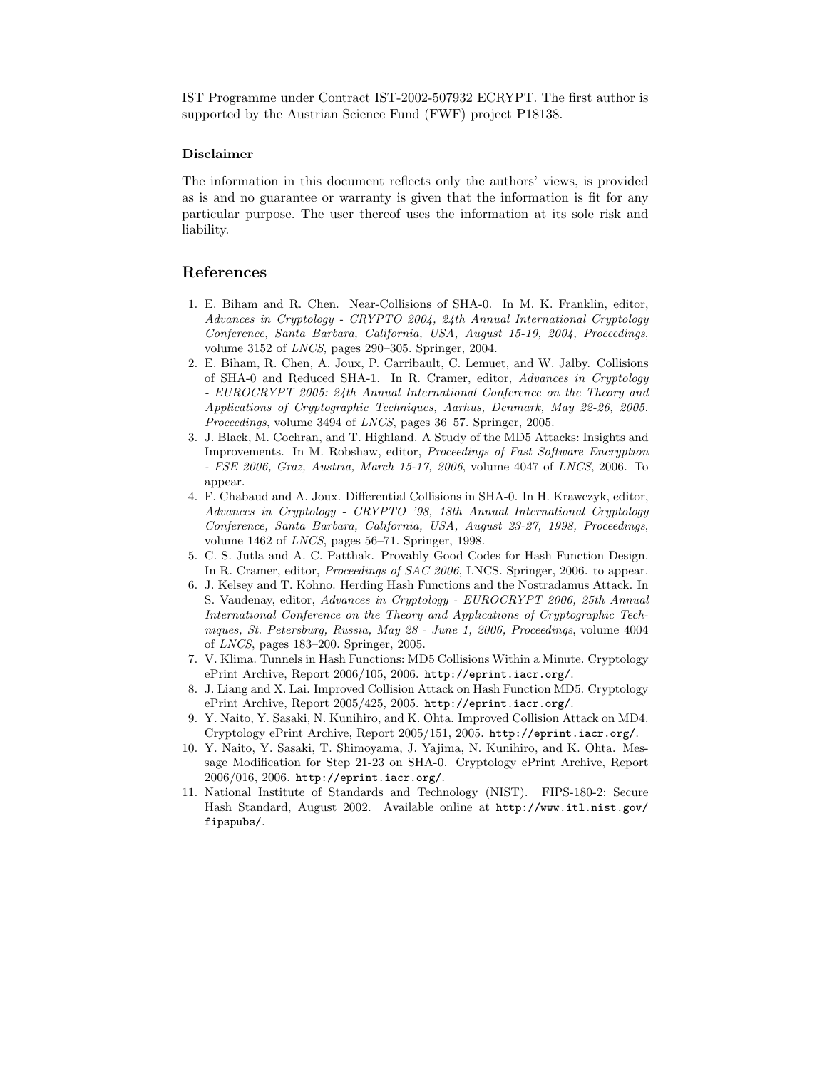IST Programme under Contract IST-2002-507932 ECRYPT. The first author is supported by the Austrian Science Fund (FWF) project P18138.

### Disclaimer

The information in this document reflects only the authors' views, is provided as is and no guarantee or warranty is given that the information is fit for any particular purpose. The user thereof uses the information at its sole risk and liability.

## References

1. E. Biham and R. Chen. Near-Collisions of SHA-0. In M. K. Franklin, editor, *Advances in Cryptology - CRYPTO 2004, 24th Annual International Cryptology Conference, Santa Barbara, California, USA, August 15-19, 2004, Proceedings*, volume 3152 of *LNCS*, pages 290–305. Springer, 2004.
2. E. Biham, R. Chen, A. Joux, P. Carribault, C. Lemuet, and W. Jalby. Collisions of SHA-0 and Reduced SHA-1. In R. Cramer, editor, *Advances in Cryptology - EUROCRYPT 2005: 24th Annual International Conference on the Theory and Applications of Cryptographic Techniques, Aarhus, Denmark, May 22-26, 2005. Proceedings*, volume 3494 of *LNCS*, pages 36–57. Springer, 2005.
3. J. Black, M. Cochran, and T. Highland. A Study of the MD5 Attacks: Insights and Improvements. In M. Robshaw, editor, *Proceedings of Fast Software Encryption - FSE 2006, Graz, Austria, March 15-17, 2006*, volume 4047 of *LNCS*, 2006. To appear.
4. F. Chabaud and A. Joux. Differential Collisions in SHA-0. In H. Krawczyk, editor, *Advances in Cryptology - CRYPTO '98, 18th Annual International Cryptology Conference, Santa Barbara, California, USA, August 23-27, 1998, Proceedings*, volume 1462 of *LNCS*, pages 56–71. Springer, 1998.
5. C. S. Jutla and A. C. Patthak. Provably Good Codes for Hash Function Design. In R. Cramer, editor, *Proceedings of SAC 2006*, LNCS. Springer, 2006. to appear.
6. J. Kelsey and T. Kohno. Herding Hash Functions and the Nostradamus Attack. In S. Vaudenay, editor, *Advances in Cryptology - EUROCRYPT 2006, 25th Annual International Conference on the Theory and Applications of Cryptographic Techniques, St. Petersburg, Russia, May 28 - June 1, 2006, Proceedings*, volume 4004 of *LNCS*, pages 183–200. Springer, 2005.
7. V. Klima. Tunnels in Hash Functions: MD5 Collisions Within a Minute. Cryptology ePrint Archive, Report 2006/105, 2006. `http://eprint.iacr.org/`.
8. J. Liang and X. Lai. Improved Collision Attack on Hash Function MD5. Cryptology ePrint Archive, Report 2005/425, 2005. `http://eprint.iacr.org/`.
9. Y. Naito, Y. Sasaki, N. Kunihiro, and K. Ohta. Improved Collision Attack on MD4. Cryptology ePrint Archive, Report 2005/151, 2005. `http://eprint.iacr.org/`.
10. Y. Naito, Y. Sasaki, T. Shimoyama, J. Yajima, N. Kunihiro, and K. Ohta. Message Modification for Step 21-23 on SHA-0. Cryptology ePrint Archive, Report 2006/016, 2006. `http://eprint.iacr.org/`.
11. National Institute of Standards and Technology (NIST). FIPS-180-2: Secure Hash Standard, August 2002. Available online at `http://www.itl.nist.gov/fipspubs/`.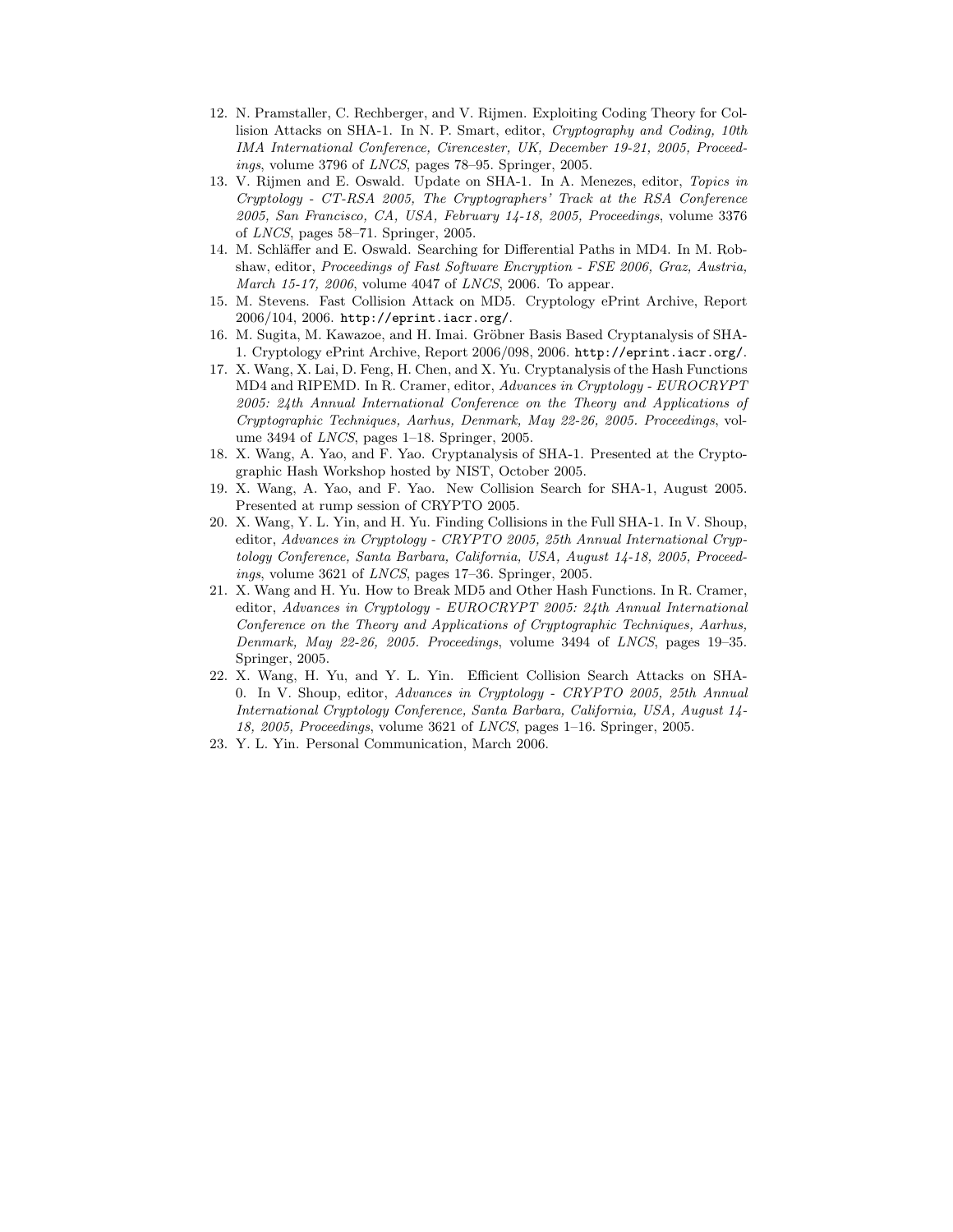12. N. Pramstaller, C. Rechberger, and V. Rijmen. Exploiting Coding Theory for Collision Attacks on SHA-1. In N. P. Smart, editor, *Cryptography and Coding, 10th IMA International Conference, Cirencester, UK, December 19-21, 2005, Proceedings*, volume 3796 of *LNCS*, pages 78–95. Springer, 2005.
13. V. Rijmen and E. Oswald. Update on SHA-1. In A. Menezes, editor, *Topics in Cryptology - CT-RSA 2005, The Cryptographers' Track at the RSA Conference 2005, San Francisco, CA, USA, February 14-18, 2005, Proceedings*, volume 3376 of *LNCS*, pages 58–71. Springer, 2005.
14. M. Schläffer and E. Oswald. Searching for Differential Paths in MD4. In M. Robshaw, editor, *Proceedings of Fast Software Encryption - FSE 2006, Graz, Austria, March 15-17, 2006*, volume 4047 of *LNCS*, 2006. To appear.
15. M. Stevens. Fast Collision Attack on MD5. Cryptology ePrint Archive, Report 2006/104, 2006. `http://eprint.iacr.org/`.
16. M. Sugita, M. Kawazoe, and H. Imai. Gröbner Basis Based Cryptanalysis of SHA-1. Cryptology ePrint Archive, Report 2006/098, 2006. `http://eprint.iacr.org/`.
17. X. Wang, X. Lai, D. Feng, H. Chen, and X. Yu. Cryptanalysis of the Hash Functions MD4 and RIPEMD. In R. Cramer, editor, *Advances in Cryptology - EUROCRYPT 2005: 24th Annual International Conference on the Theory and Applications of Cryptographic Techniques, Aarhus, Denmark, May 22-26, 2005. Proceedings*, volume 3494 of *LNCS*, pages 1–18. Springer, 2005.
18. X. Wang, A. Yao, and F. Yao. Cryptanalysis of SHA-1. Presented at the Cryptographic Hash Workshop hosted by NIST, October 2005.
19. X. Wang, A. Yao, and F. Yao. New Collision Search for SHA-1, August 2005. Presented at rump session of CRYPTO 2005.
20. X. Wang, Y. L. Yin, and H. Yu. Finding Collisions in the Full SHA-1. In V. Shoup, editor, *Advances in Cryptology - CRYPTO 2005, 25th Annual International Cryptology Conference, Santa Barbara, California, USA, August 14-18, 2005, Proceedings*, volume 3621 of *LNCS*, pages 17–36. Springer, 2005.
21. X. Wang and H. Yu. How to Break MD5 and Other Hash Functions. In R. Cramer, editor, *Advances in Cryptology - EUROCRYPT 2005: 24th Annual International Conference on the Theory and Applications of Cryptographic Techniques, Aarhus, Denmark, May 22-26, 2005. Proceedings*, volume 3494 of *LNCS*, pages 19–35. Springer, 2005.
22. X. Wang, H. Yu, and Y. L. Yin. Efficient Collision Search Attacks on SHA-0. In V. Shoup, editor, *Advances in Cryptology - CRYPTO 2005, 25th Annual International Cryptology Conference, Santa Barbara, California, USA, August 14-18, 2005, Proceedings*, volume 3621 of *LNCS*, pages 1–16. Springer, 2005.
23. Y. L. Yin. Personal Communication, March 2006.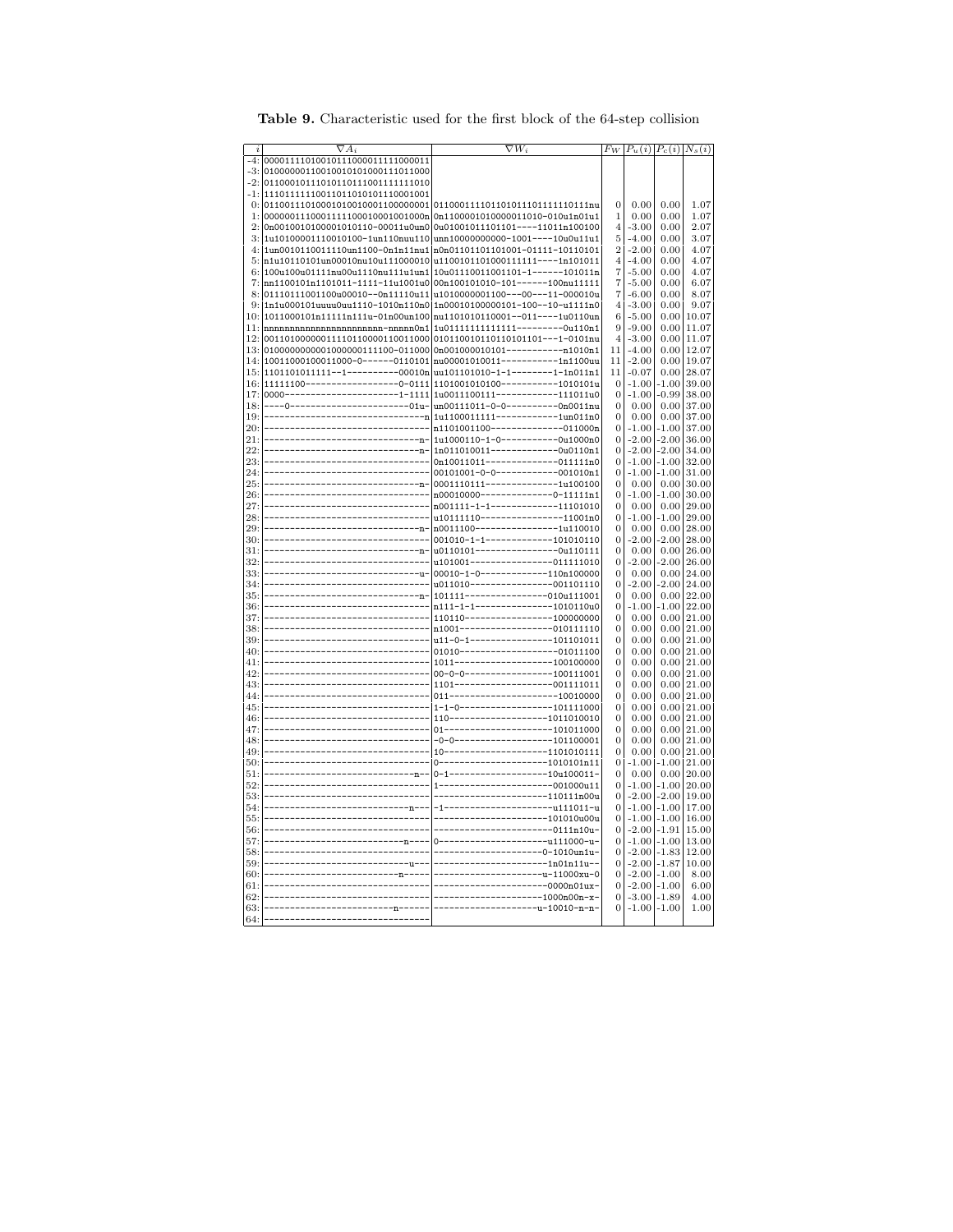**Table 9.** Characteristic used for the first block of the 64-step collision

| $i$ | $\nabla A_i$ | $\nabla W_i$ | $F_W$ | $P_u(i)$ | $P_c(i)$ | $N_s(i)$ |
|---|---|---|---|---|---|---|
| -4: | 00001111010010111000011111000011 | | | | | |
| -3: | 01000000110010010101000111011000 | | | | | |
| -2: | 01100010111010110111001111111010 | | | | | |
| -1: | 11101111110011011010101110001001 | | | | | |
| 0: | 01100111010001010010001100000001 | 0110001111011010111011111110111nu | 0 | 0.00 | 0.00 | 1.07 |
| 1: | 0000001110001111100010001001000n | 0n110000101000001101O-010u1n01u1 | 1 | 0.00 | 0.00 | 1.07 |
| 2: | 0n0010010100001010110-00011u0un0 | 0u01001011101101----11011n100100 | 4 | -3.00 | 0.00 | 2.07 |
| 3: | 1u10100001110010100-1un110nuu110 | unn10000000000-1001----10u0u11u1 | 5 | -4.00 | 0.00 | 3.07 |
| 4: | 1un0010110011110un1100-0n1n11nu1 | n0n01101101101001-01111-10110101 | 2 | -2.00 | 0.00 | 4.07 |
| 5: | n1u10110101un00010nu10u111000010 | u1100101101000111111----1n101011 | 4 | -4.00 | 0.00 | 4.07 |
| 6: | 100u100u01111nu00u1110nu111u1un1 | 10u01110011001101-1------101011n | 7 | -5.00 | 0.00 | 4.07 |
| 7: | nn1100101n1101011-1111-11u1001u0 | 00n100101010-101------100nu11111 | 7 | -5.00 | 0.00 | 6.07 |
| 8: | 01110111001100u00010--0n11110u11 | u1010000001100---00---11-000010u | 7 | -6.00 | 0.00 | 8.07 |
| 9: | 1n1u000101uuuu0uu1110-1010n110n0 | 1n00010100000101-100--10-u1111n0 | 4 | -3.00 | 0.00 | 9.07 |
| 10: | 1011000101n11111n111u-01n00un100 | nu1101010110001--011----1u0110un | 6 | -5.00 | 0.00 | 10.07 |
| 11: | nnnnnnnnnnnnnnnnnnnnnnnn-nnnnn0n1 | 1u01111111111111---------0u110n1 | 9 | -9.00 | 0.00 | 11.07 |
| 12: | 00110100000011110110000110011000 | 01011001011010101101---1-0101nu | 4 | -3.00 | 0.00 | 11.07 |
| 13: | 01000000000010000001111100-011000 | 0n001000010101-----------n1010n1 | 11 | -4.00 | 0.00 | 12.07 |
| 14: | 10011000100011000-0------0110101 | nu00001010011-----------1n1100uu | 11 | -2.00 | 0.00 | 19.07 |
| 15: | 1101101011111--1----------00010n | uu101101010-1-1---------1-1n011n1 | 11 | -0.07 | 0.00 | 28.07 |
| 16: | 11111100------------------0-0111 | 1101001010100-----------1010101u | 0 | -1.00 | -1.00 | 39.00 |
| 17: | 0000----------------------1-1111 | 1u0011100111-------------111011u0 | 0 | -1.00 | -0.99 | 38.00 |
| 18: | ----0-----------------------01u- | un00111011-0-0----------0n0011nu | 0 | 0.00 | 0.00 | 37.00 |
| 19: | -------------------------------n | 1u1100011111------------1un011n0 | 0 | 0.00 | 0.00 | 37.00 |
| 20: | -------------------------------- | n1101001100--------------011000n | 0 | -1.00 | -1.00 | 37.00 |
| 21: | ------------------------------n- | 1u1000110-1-0-----------0u1000n0 | 0 | -2.00 | -2.00 | 36.00 |
| 22: | ------------------------------n- | 1n011010011-------------0u0110n1 | 0 | -2.00 | -2.00 | 34.00 |
| 23: | -------------------------------- | 0n10011011--------------011111n0 | 0 | -1.00 | -1.00 | 32.00 |
| 24: | -------------------------------- | 00101001-0-0------------001010n1 | 0 | -1.00 | -1.00 | 31.00 |
| 25: | ------------------------------n- | 0001110111--------------1u100100 | 0 | 0.00 | 0.00 | 30.00 |
| 26: | -------------------------------- | n00010000---------------0-11111n1 | 0 | -1.00 | -1.00 | 30.00 |
| 27: | -------------------------------- | n001111-1-1-------------11101010 | 0 | 0.00 | 0.00 | 29.00 |
| 28: | -------------------------------- | u10111110----------------11001n0 | 0 | -1.00 | -1.00 | 29.00 |
| 29: | ------------------------------n- | n0011100-----------------1u110010 | 0 | 0.00 | 0.00 | 28.00 |
| 30: | -------------------------------- | 001010-1-1--------------101010110 | 0 | -2.00 | -2.00 | 28.00 |
| 31: | ------------------------------n- | u0110101----------------0u110111 | 0 | 0.00 | 0.00 | 26.00 |
| 32: | -------------------------------- | u101001-----------------011111010 | 0 | -2.00 | -2.00 | 26.00 |
| 33: | ------------------------------u- | 00010-1-0---------------110n100000 | 0 | 0.00 | 0.00 | 24.00 |
| 34: | -------------------------------- | u011010-----------------001101110 | 0 | -2.00 | -2.00 | 24.00 |
| 35: | ------------------------------n- | 101111------------------010u111001 | 0 | 0.00 | 0.00 | 22.00 |
| 36: | -------------------------------- | n111-1-1----------------1010110u0 | 0 | -1.00 | -1.00 | 22.00 |
| 37: | -------------------------------- | 110110------------------100000000 | 0 | 0.00 | 0.00 | 21.00 |
| 38: | -------------------------------- | n1001-------------------010111110 | 0 | 0.00 | 0.00 | 21.00 |
| 39: | -------------------------------- | u11-0-1-----------------101101011 | 0 | 0.00 | 0.00 | 21.00 |
| 40: | -------------------------------- | 01010-------------------01011100 | 0 | 0.00 | 0.00 | 21.00 |
| 41: | -------------------------------- | 1011--------------------100100000 | 0 | 0.00 | 0.00 | 21.00 |
| 42: | -------------------------------- | 00-0-0------------------100111001 | 0 | 0.00 | 0.00 | 21.00 |
| 43: | -------------------------------- | 1101--------------------001111011 | 0 | 0.00 | 0.00 | 21.00 |
| 44: | -------------------------------- | 011---------------------10010000 | 0 | 0.00 | 0.00 | 21.00 |
| 45: | -------------------------------- | 1-1-0-------------------101111000 | 0 | 0.00 | 0.00 | 21.00 |
| 46: | -------------------------------- | 110---------------------1011010010 | 0 | 0.00 | 0.00 | 21.00 |
| 47: | -------------------------------- | 01----------------------101011000 | 0 | 0.00 | 0.00 | 21.00 |
| 48: | -------------------------------- | -0-0--------------------101100001 | 0 | 0.00 | 0.00 | 21.00 |
| 49: | -------------------------------- | 10----------------------1101010111 | 0 | 0.00 | 0.00 | 21.00 |
| 50: | -------------------------------- | 0-----------------------1010101n11 | 0 | -1.00 | -1.00 | 21.00 |
| 51: | -----------------------------n-- | 0-1---------------------10u100011- | 0 | 0.00 | 0.00 | 20.00 |
| 52: | -------------------------------- | 1-----------------------001000u11 | 0 | -1.00 | -1.00 | 20.00 |
| 53: | -------------------------------- | ------------------------110111n00u | 0 | -2.00 | -2.00 | 19.00 |
| 54: | ----------------------------n--- | -1----------------------u111011-u | 0 | -1.00 | -1.00 | 17.00 |
| 55: | -------------------------------- | ------------------------101010u00u | 0 | -1.00 | -1.00 | 16.00 |
| 56: | -------------------------------- | ------------------------0111n10u- | 0 | -2.00 | -1.91 | 15.00 |
| 57: | ---------------------------n---- | 0-----------------------u111000-u- | 0 | -1.00 | -1.00 | 13.00 |
| 58: | -------------------------------- | ------------------------0-1010un1u- | 0 | -2.00 | -1.83 | 12.00 |
| 59: | ----------------------------u--- | ------------------------1n01n11u-- | 0 | -2.00 | -1.87 | 10.00 |
| 60: | --------------------------n----- | ------------------------u-11000xu-0 | 0 | -2.00 | -1.00 | 8.00 |
| 61: | -------------------------------- | ------------------------0000n01ux- | 0 | -2.00 | -1.00 | 6.00 |
| 62: | -------------------------------- | ------------------------1000n00n-x- | 0 | -3.00 | -1.89 | 4.00 |
| 63: | --------------------------n----- | ---------------------u-10010-n-n- | 0 | -1.00 | -1.00 | 1.00 |
| 64: | -------------------------------- | | | | | |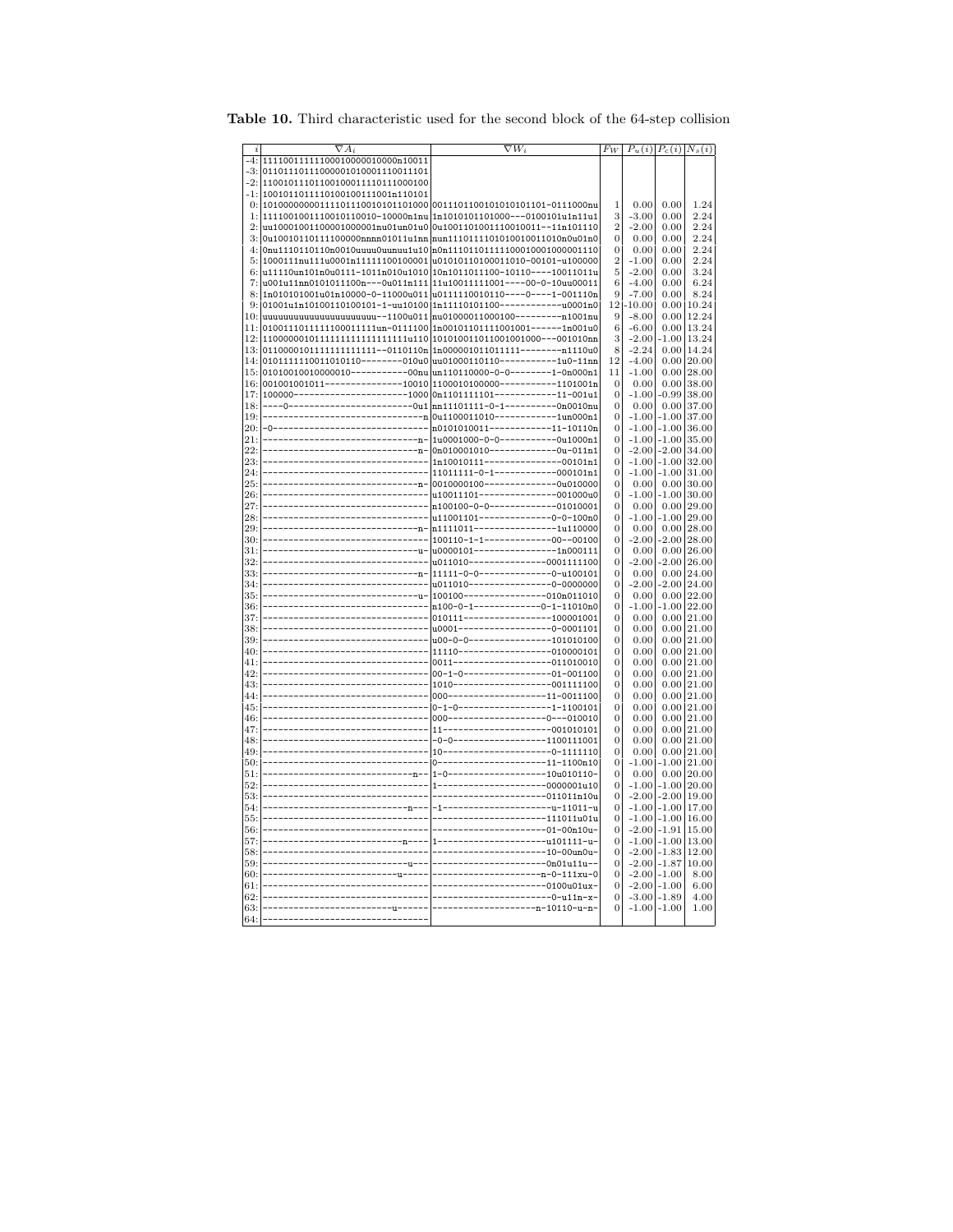**Table 10.** Third characteristic used for the second block of the 64-step collision

| $i$ | $\nabla A_i$ | $\nabla W_i$ | $F_W$ | $P_u(i)$ | $P_c(i)$ | $N_s(i)$ |
|---|---|---|---|---|---|---|
| -4: | 11110011111100010000010000n10011 | | | | | |
| -3: | 01101110111000001010001110011101 | | | | | |
| -2: | 11001011101100100011110111000100 | | | | | |
| -1: | 10010110111010010011100 1n110101 | | | | | |
| 0: | 10100000000111101110010101101000 | 00111011001010101010101-0111000nu | 1 | 0.00 | 0.00 | 1.24 |
| 1: | 11110010011100101100010-10000n1nu | 1n1010101101000---0100101u1n11u1 | 3 | -3.00 | 0.00 | 2.24 |
| 2: | uu1000100110000100000 1nu01un01u0 | 0u1001101001110010011--11n101110 | 2 | -2.00 | 0.00 | 2.24 |
| 3: | 0u10010110111100000nnnn01011u1nn | nun11101111010100100110 10n0u01n0 | 0 | 0.00 | 0.00 | 2.24 |
| 4: | 0nu1110110110n0010uuuu0uunuu1u10 | n0n11101101111000100010000 01110 | 0 | 0.00 | 0.00 | 2.24 |
| 5: | 1000111nu111u0001n11111100100001 | u01010110100011010-00101-u100000 | 2 | -1.00 | 0.00 | 2.24 |
| 6: | u11110un101n0u0111-1011n010u1010 | 10n1011011100-10110----10011011u | 5 | -2.00 | 0.00 | 3.24 |
| 7: | u001u11nn0101011100n---0u011n111 | 11u10011111001----00-0-10uu00011 | 6 | -4.00 | 0.00 | 6.24 |
| 8: | 1n010101001u01n10000-0-11000u011 | u0111110010110----0----1-001110n | 9 | -7.00 | 0.00 | 8.24 |
| 9: | 01001u1n10100110100101-1-uu10100 | 1n11110101100-------------u0001n0 | 12 | -10.00 | 0.00 | 10.24 |
| 10: | uuuuuuuuuuuuuuuuuuuuu--1100u011 | nu01000011000100----------n1001nu | 9 | -8.00 | 0.00 | 12.24 |
| 11: | 01001110111111100011111un-0111100 | 1n00101101111001001-------1n001u0 | 6 | -6.00 | 0.00 | 13.24 |
| 12: | 11000000101111111111111111111u110 | 1010100110110010010000---001010nn | 3 | -2.00 | -1.00 | 13.24 |
| 13: | 01100001011111111111--0110110n | 1n000001011011111---------n1110u0 | 8 | -2.24 | 0.00 | 14.24 |
| 14: | 0101111110011010110---------010u0 | uu01000110110------------1u0-11nn | 12 | -4.00 | 0.00 | 20.00 |
| 15: | 01010010010000010-----------00nu | un110110000-0-0---------1-0n000n1 | 11 | -1.00 | 0.00 | 28.00 |
| 16: | 001001001011----------------10010 | 1100010100000------------1101001n | 0 | 0.00 | 0.00 | 38.00 |
| 17: | 100000------------------------1000 | 0n1101111101-------------11-001u1 | 0 | -1.00 | -0.99 | 38.00 |
| 18: | ----0-------------------------0u1 | nn11101111-0-1-----------0n0010nu | 0 | 0.00 | 0.00 | 37.00 |
| 19: | --------------------------------n | 0u1100011010-------------1un000n1 | 0 | -1.00 | -1.00 | 37.00 |
| 20: | -0------------------------------- | n0101010011-------------11-10110n | 0 | -1.00 | -1.00 | 36.00 |
| 21: | ------------------------------n- | 1u0001000-0-0-----------0u1000n1 | 0 | -1.00 | -1.00 | 35.00 |
| 22: | ------------------------------n- | 0n010001010--------------0u-011n1 | 0 | -2.00 | -2.00 | 34.00 |
| 23: | -------------------------------- | 1n10010111----------------00101n1 | 0 | -1.00 | -1.00 | 32.00 |
| 24: | -------------------------------- | 11011111-0-1-------------000101n1 | 0 | -1.00 | -1.00 | 31.00 |
| 25: | ------------------------------n- | 0010000100---------------0u010000 | 0 | 0.00 | 0.00 | 30.00 |
| 26: | -------------------------------- | u10011101----------------001000u0 | 0 | -1.00 | -1.00 | 30.00 |
| 27: | -------------------------------- | n100100-0-0--------------01010001 | 0 | 0.00 | 0.00 | 29.00 |
| 28: | -------------------------------- | u11001101---------------0-0-100n0 | 0 | -1.00 | -1.00 | 29.00 |
| 29: | ------------------------------n- | n1111011-----------------1u110000 | 0 | 0.00 | 0.00 | 28.00 |
| 30: | -------------------------------- | 100110-1-1---------------00--00100 | 0 | -2.00 | -2.00 | 28.00 |
| 31: | ------------------------------u- | u0000101-----------------1n000111 | 0 | 0.00 | 0.00 | 26.00 |
| 32: | -------------------------------- | u011010----------------0001111100 | 0 | -2.00 | -2.00 | 26.00 |
| 33: | ------------------------------n- | 11111-0-0----------------0-u100101 | 0 | 0.00 | 0.00 | 24.00 |
| 34: | -------------------------------- | u011010-----------------0-0000000 | 0 | -2.00 | -2.00 | 24.00 |
| 35: | ------------------------------u- | 100100-----------------010n011010 | 0 | 0.00 | 0.00 | 22.00 |
| 36: | -------------------------------- | n100-0-1---------------0-1-11010n0 | 0 | -1.00 | -1.00 | 22.00 |
| 37: | -------------------------------- | 010111------------------100001001 | 0 | 0.00 | 0.00 | 21.00 |
| 38: | -------------------------------- | u0001--------------------0-0001101 | 0 | 0.00 | 0.00 | 21.00 |
| 39: | -------------------------------- | u00-0-0-----------------101010100 | 0 | 0.00 | 0.00 | 21.00 |
| 40: | -------------------------------- | 11110-------------------010000101 | 0 | 0.00 | 0.00 | 21.00 |
| 41: | -------------------------------- | 0011--------------------011010010 | 0 | 0.00 | 0.00 | 21.00 |
| 42: | -------------------------------- | 00-1-0------------------01-001100 | 0 | 0.00 | 0.00 | 21.00 |
| 43: | -------------------------------- | 1010--------------------001111100 | 0 | 0.00 | 0.00 | 21.00 |
| 44: | -------------------------------- | 000---------------------11-0011100 | 0 | 0.00 | 0.00 | 21.00 |
| 45: | -------------------------------- | 0-1-0-------------------1-1100101 | 0 | 0.00 | 0.00 | 21.00 |
| 46: | -------------------------------- | 000---------------------0---010010 | 0 | 0.00 | 0.00 | 21.00 |
| 47: | -------------------------------- | 11----------------------001010101 | 0 | 0.00 | 0.00 | 21.00 |
| 48: | -------------------------------- | -0-0--------------------1100111001 | 0 | 0.00 | 0.00 | 21.00 |
| 49: | -------------------------------- | 10----------------------0-1111110 | 0 | 0.00 | 0.00 | 21.00 |
| 50: | -------------------------------- | 0-----------------------11-1100n10 | 0 | -1.00 | -1.00 | 21.00 |
| 51: | -----------------------------n-- | 1-0---------------------10u010110- | 0 | 0.00 | 0.00 | 20.00 |
| 52: | -------------------------------- | 1-----------------------0000001u10 | 0 | -1.00 | -1.00 | 20.00 |
| 53: | -------------------------------- | ------------------------011011n10u | 0 | -2.00 | -2.00 | 19.00 |
| 54: | -----------------------------n--- | -1-----------------------u-11011-u | 0 | -1.00 | -1.00 | 17.00 |
| 55: | -------------------------------- | ------------------------111011u01u | 0 | -1.00 | -1.00 | 16.00 |
| 56: | -------------------------------- | ------------------------01-00n10u- | 0 | -2.00 | -1.91 | 15.00 |
| 57: | ---------------------------n---- | 1-----------------------u101111-u- | 0 | -1.00 | -1.00 | 13.00 |
| 58: | -------------------------------- | ------------------------10-00un0u- | 0 | -2.00 | -1.83 | 12.00 |
| 59: | ----------------------------u--- | ------------------------0n01u11u-- | 0 | -2.00 | -1.87 | 10.00 |
| 60: | ---------------------------u---- | ----------------------n-0-111xu-0 | 0 | -2.00 | -1.00 | 8.00 |
| 61: | -------------------------------- | ------------------------0100u01ux- | 0 | -2.00 | -1.00 | 6.00 |
| 62: | -------------------------------- | ------------------------0-u11n-x- | 0 | -3.00 | -1.89 | 4.00 |
| 63: | ------------------------u------- | ---------------------n-10110-u-n- | 0 | -1.00 | -1.00 | 1.00 |
| 64: | -------------------------------- | | | | | |